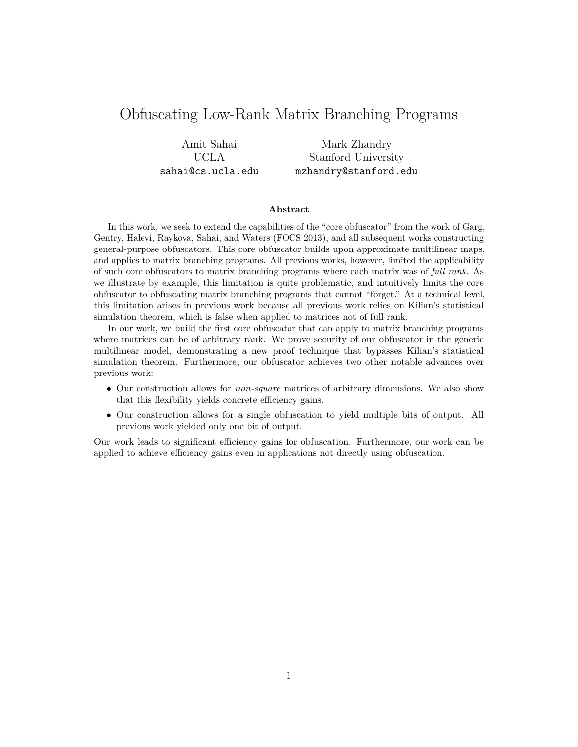# Obfuscating Low-Rank Matrix Branching Programs

Amit Sahai
UCLA
sahai@cs.ucla.edu

Mark Zhandry
Stanford University
mzhandry@stanford.edu

## Abstract

In this work, we seek to extend the capabilities of the "core obfuscator" from the work of Garg, Gentry, Halevi, Raykova, Sahai, and Waters (FOCS 2013), and all subsequent works constructing general-purpose obfuscators. This core obfuscator builds upon approximate multilinear maps, and applies to matrix branching programs. All previous works, however, limited the applicability of such core obfuscators to matrix branching programs where each matrix was of *full rank*. As we illustrate by example, this limitation is quite problematic, and intuitively limits the core obfuscator to obfuscating matrix branching programs that cannot "forget." At a technical level, this limitation arises in previous work because all previous work relies on Kilian's statistical simulation theorem, which is false when applied to matrices not of full rank.

In our work, we build the first core obfuscator that can apply to matrix branching programs where matrices can be of arbitrary rank. We prove security of our obfuscator in the generic multilinear model, demonstrating a new proof technique that bypasses Kilian's statistical simulation theorem. Furthermore, our obfuscator achieves two other notable advances over previous work:

- Our construction allows for *non-square* matrices of arbitrary dimensions. We also show that this flexibility yields concrete efficiency gains.
- Our construction allows for a single obfuscation to yield multiple bits of output. All previous work yielded only one bit of output.

Our work leads to significant efficiency gains for obfuscation. Furthermore, our work can be applied to achieve efficiency gains even in applications not directly using obfuscation.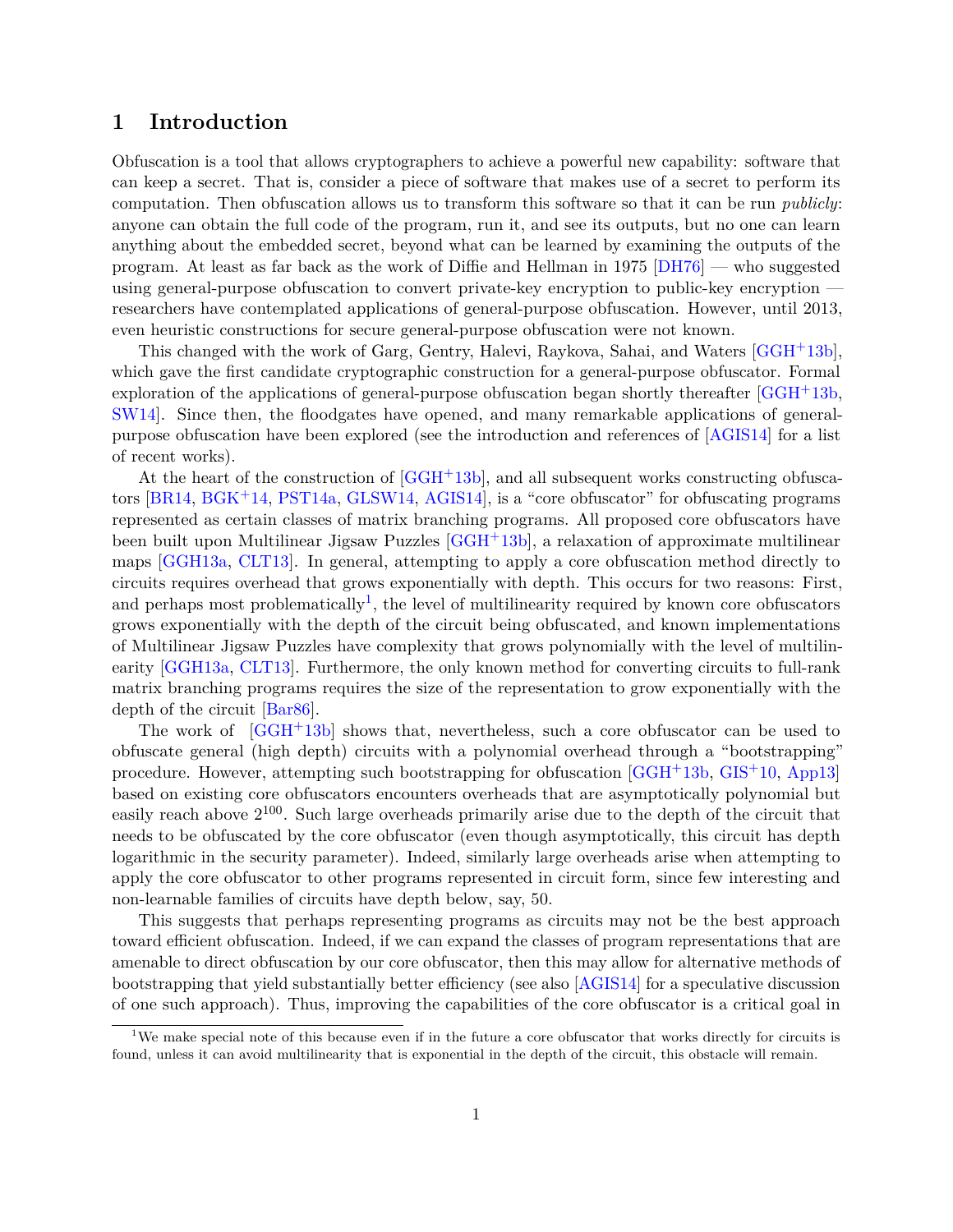## 1 Introduction

Obfuscation is a tool that allows cryptographers to achieve a powerful new capability: software that can keep a secret. That is, consider a piece of software that makes use of a secret to perform its computation. Then obfuscation allows us to transform this software so that it can be run *publicly*: anyone can obtain the full code of the program, run it, and see its outputs, but no one can learn anything about the embedded secret, beyond what can be learned by examining the outputs of the program. At least as far back as the work of Diffie and Hellman in 1975 [DH76] — who suggested using general-purpose obfuscation to convert private-key encryption to public-key encryption — researchers have contemplated applications of general-purpose obfuscation. However, until 2013, even heuristic constructions for secure general-purpose obfuscation were not known.

This changed with the work of Garg, Gentry, Halevi, Raykova, Sahai, and Waters [GGH+13b], which gave the first candidate cryptographic construction for a general-purpose obfuscator. Formal exploration of the applications of general-purpose obfuscation began shortly thereafter [GGH+13b, SW14]. Since then, the floodgates have opened, and many remarkable applications of general-purpose obfuscation have been explored (see the introduction and references of [AGIS14] for a list of recent works).

At the heart of the construction of [GGH+13b], and all subsequent works constructing obfuscators [BR14, BGK+14, PST14a, GLSW14, AGIS14], is a "core obfuscator" for obfuscating programs represented as certain classes of matrix branching programs. All proposed core obfuscators have been built upon Multilinear Jigsaw Puzzles [GGH+13b], a relaxation of approximate multilinear maps [GGH13a, CLT13]. In general, attempting to apply a core obfuscation method directly to circuits requires overhead that grows exponentially with depth. This occurs for two reasons: First, and perhaps most problematically[1], the level of multilinearity required by known core obfuscators grows exponentially with the depth of the circuit being obfuscated, and known implementations of Multilinear Jigsaw Puzzles have complexity that grows polynomially with the level of multilinearity [GGH13a, CLT13]. Furthermore, the only known method for converting circuits to full-rank matrix branching programs requires the size of the representation to grow exponentially with the depth of the circuit [Bar86].

The work of [GGH+13b] shows that, nevertheless, such a core obfuscator can be used to obfuscate general (high depth) circuits with a polynomial overhead through a "bootstrapping" procedure. However, attempting such bootstrapping for obfuscation [GGH+13b, GIS+10, App13] based on existing core obfuscators encounters overheads that are asymptotically polynomial but easily reach above $2^{100}$. Such large overheads primarily arise due to the depth of the circuit that needs to be obfuscated by the core obfuscator (even though asymptotically, this circuit has depth logarithmic in the security parameter). Indeed, similarly large overheads arise when attempting to apply the core obfuscator to other programs represented in circuit form, since few interesting and non-learnable families of circuits have depth below, say, 50.

This suggests that perhaps representing programs as circuits may not be the best approach toward efficient obfuscation. Indeed, if we can expand the classes of program representations that are amenable to direct obfuscation by our core obfuscator, then this may allow for alternative methods of bootstrapping that yield substantially better efficiency (see also [AGIS14] for a speculative discussion of one such approach). Thus, improving the capabilities of the core obfuscator is a critical goal in

[1] We make special note of this because even if in the future a core obfuscator that works directly for circuits is found, unless it can avoid multilinearity that is exponential in the depth of the circuit, this obstacle will remain.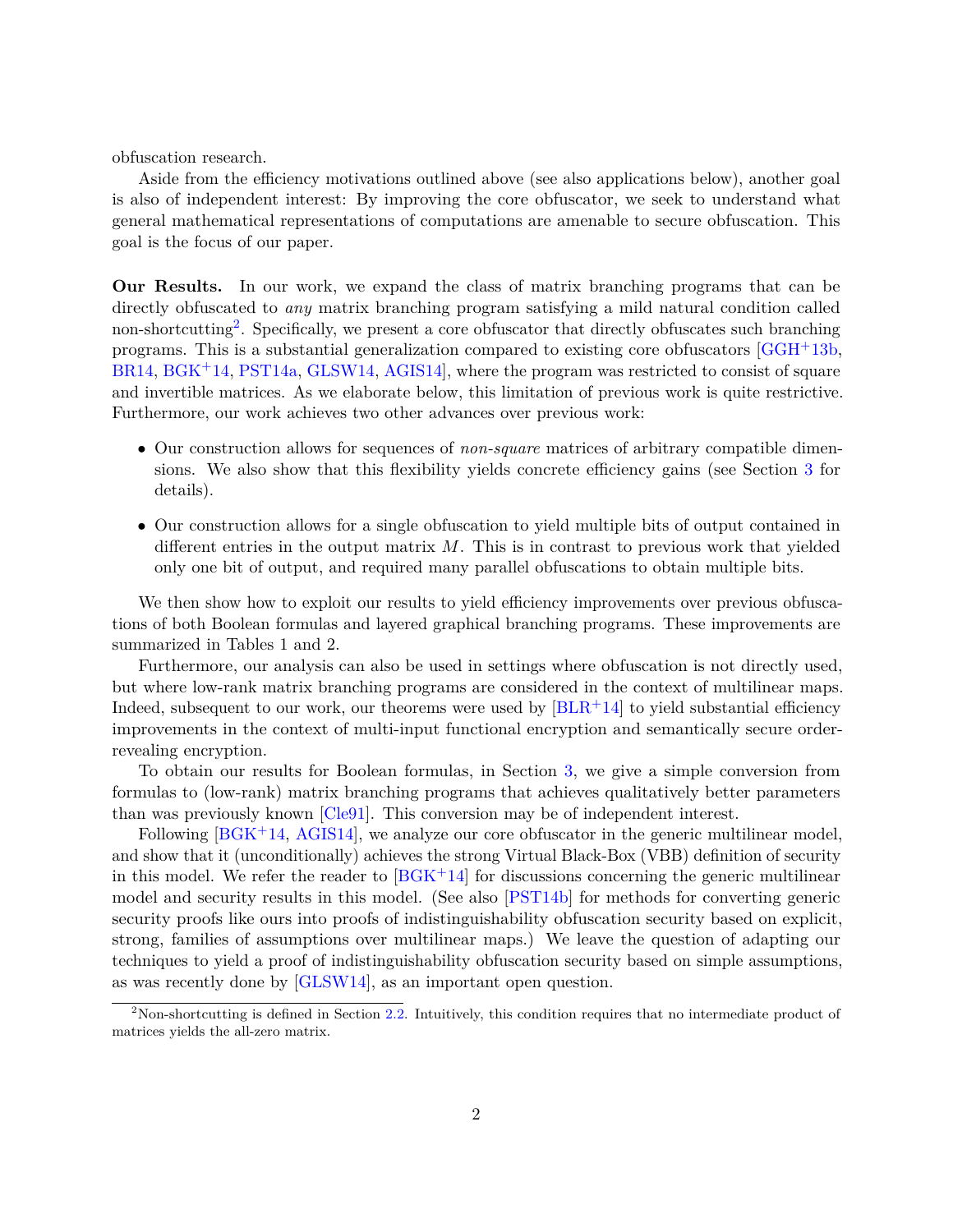obfuscation research.

Aside from the efficiency motivations outlined above (see also applications below), another goal is also of independent interest: By improving the core obfuscator, we seek to understand what general mathematical representations of computations are amenable to secure obfuscation. This goal is the focus of our paper.

**Our Results.** In our work, we expand the class of matrix branching programs that can be directly obfuscated to *any* matrix branching program satisfying a mild natural condition called non-shortcutting[2]. Specifically, we present a core obfuscator that directly obfuscates such branching programs. This is a substantial generalization compared to existing core obfuscators [GGH+13b, BR14, BGK+14, PST14a, GLSW14, AGIS14], where the program was restricted to consist of square and invertible matrices. As we elaborate below, this limitation of previous work is quite restrictive. Furthermore, our work achieves two other advances over previous work:

- Our construction allows for sequences of *non-square* matrices of arbitrary compatible dimensions. We also show that this flexibility yields concrete efficiency gains (see Section 3 for details).
- Our construction allows for a single obfuscation to yield multiple bits of output contained in different entries in the output matrix $M$. This is in contrast to previous work that yielded only one bit of output, and required many parallel obfuscations to obtain multiple bits.

We then show how to exploit our results to yield efficiency improvements over previous obfuscations of both Boolean formulas and layered graphical branching programs. These improvements are summarized in Tables 1 and 2.

Furthermore, our analysis can also be used in settings where obfuscation is not directly used, but where low-rank matrix branching programs are considered in the context of multilinear maps. Indeed, subsequent to our work, our theorems were used by [BLR+14] to yield substantial efficiency improvements in the context of multi-input functional encryption and semantically secure order-revealing encryption.

To obtain our results for Boolean formulas, in Section 3, we give a simple conversion from formulas to (low-rank) matrix branching programs that achieves qualitatively better parameters than was previously known [Cle91]. This conversion may be of independent interest.

Following [BGK+14, AGIS14], we analyze our core obfuscator in the generic multilinear model, and show that it (unconditionally) achieves the strong Virtual Black-Box (VBB) definition of security in this model. We refer the reader to [BGK+14] for discussions concerning the generic multilinear model and security results in this model. (See also [PST14b] for methods for converting generic security proofs like ours into proofs of indistinguishability obfuscation security based on explicit, strong, families of assumptions over multilinear maps.) We leave the question of adapting our techniques to yield a proof of indistinguishability obfuscation security based on simple assumptions, as was recently done by [GLSW14], as an important open question.

[2] Non-shortcutting is defined in Section 2.2. Intuitively, this condition requires that no intermediate product of matrices yields the all-zero matrix.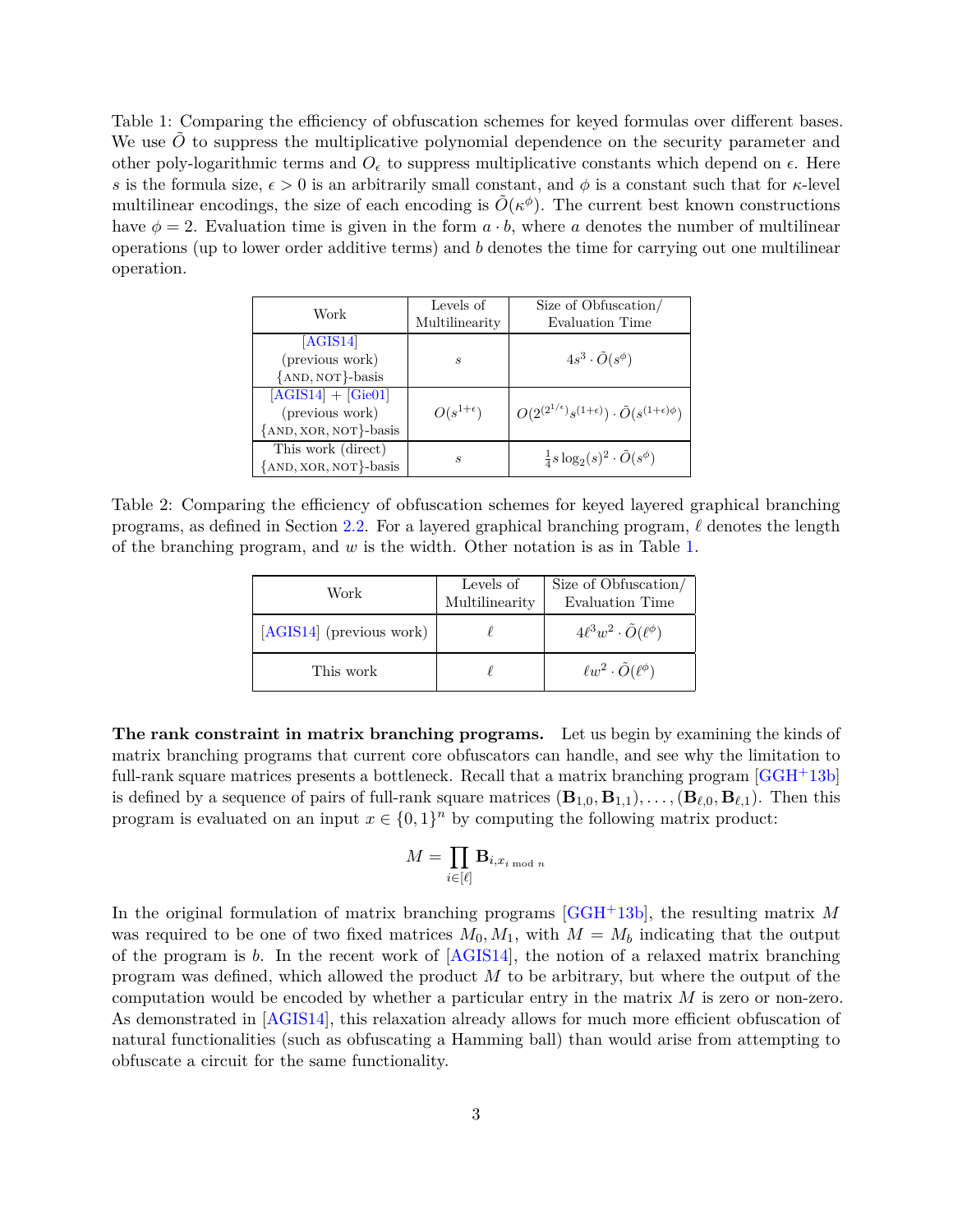Table 1: Comparing the efficiency of obfuscation schemes for keyed formulas over different bases. We use $\tilde{O}$ to suppress the multiplicative polynomial dependence on the security parameter and other poly-logarithmic terms and $O_\epsilon$ to suppress multiplicative constants which depend on $\epsilon$. Here $s$ is the formula size, $\epsilon > 0$ is an arbitrarily small constant, and $\phi$ is a constant such that for $\kappa$-level multilinear encodings, the size of each encoding is $\tilde{O}(\kappa^\phi)$. The current best known constructions have $\phi = 2$. Evaluation time is given in the form $a \cdot b$, where $a$ denotes the number of multilinear operations (up to lower order additive terms) and $b$ denotes the time for carrying out one multilinear operation.

| Work | Levels of Multilinearity | Size of Obfuscation/ Evaluation Time |
|---|---|---|
| [AGIS14] (previous work) {AND, NOT}-basis | $s$ | $4s^3 \cdot \tilde{O}(s^\phi)$ |
| [AGIS14] + [Gie01] (previous work) {AND, XOR, NOT}-basis | $O(s^{1+\epsilon})$ | $O(2^{(2^{1/\epsilon})} s^{(1+\epsilon)}) \cdot \tilde{O}(s^{(1+\epsilon)\phi})$ |
| This work (direct) {AND, XOR, NOT}-basis | $s$ | $\frac{1}{4} s \log_2(s)^2 \cdot \tilde{O}(s^\phi)$ |

Table 2: Comparing the efficiency of obfuscation schemes for keyed layered graphical branching programs, as defined in Section 2.2. For a layered graphical branching program, $\ell$ denotes the length of the branching program, and $w$ is the width. Other notation is as in Table 1.

| Work | Levels of Multilinearity | Size of Obfuscation/ Evaluation Time |
|---|---|---|
| [AGIS14] (previous work) | $\ell$ | $4\ell^3 w^2 \cdot \tilde{O}(\ell^\phi)$ |
| This work | $\ell$ | $\ell w^2 \cdot \tilde{O}(\ell^\phi)$ |

**The rank constraint in matrix branching programs.** Let us begin by examining the kinds of matrix branching programs that current core obfuscators can handle, and see why the limitation to full-rank square matrices presents a bottleneck. Recall that a matrix branching program [GGH+13b] is defined by a sequence of pairs of full-rank square matrices $(\mathbf{B}_{1,0}, \mathbf{B}_{1,1}), \ldots, (\mathbf{B}_{\ell,0}, \mathbf{B}_{\ell,1})$. Then this program is evaluated on an input $x \in \{0,1\}^n$ by computing the following matrix product:

$$M = \prod_{i \in [\ell]} \mathbf{B}_{i, x_{i \bmod n}}$$

In the original formulation of matrix branching programs [GGH+13b], the resulting matrix $M$ was required to be one of two fixed matrices $M_0, M_1$, with $M = M_b$ indicating that the output of the program is $b$. In the recent work of [AGIS14], the notion of a relaxed matrix branching program was defined, which allowed the product $M$ to be arbitrary, but where the output of the computation would be encoded by whether a particular entry in the matrix $M$ is zero or non-zero. As demonstrated in [AGIS14], this relaxation already allows for much more efficient obfuscation of natural functionalities (such as obfuscating a Hamming ball) than would arise from attempting to obfuscate a circuit for the same functionality.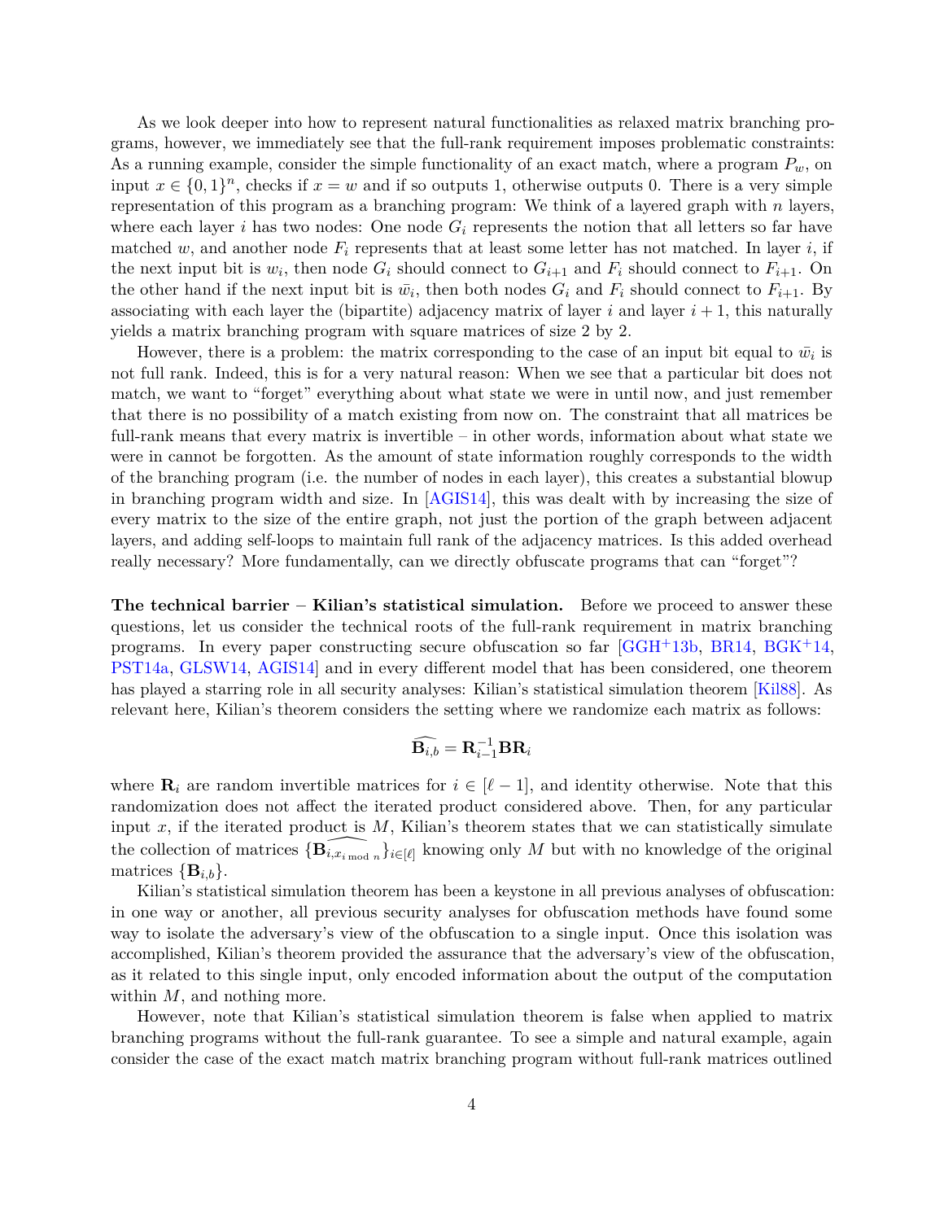As we look deeper into how to represent natural functionalities as relaxed matrix branching programs, however, we immediately see that the full-rank requirement imposes problematic constraints: As a running example, consider the simple functionality of an exact match, where a program $P_w$, on input $x \in \{0,1\}^n$, checks if $x = w$ and if so outputs 1, otherwise outputs 0. There is a very simple representation of this program as a branching program: We think of a layered graph with $n$ layers, where each layer $i$ has two nodes: One node $G_i$ represents the notion that all letters so far have matched $w$, and another node $F_i$ represents that at least some letter has not matched. In layer $i$, if the next input bit is $w_i$, then node $G_i$ should connect to $G_{i+1}$ and $F_i$ should connect to $F_{i+1}$. On the other hand if the next input bit is $\bar{w}_i$, then both nodes $G_i$ and $F_i$ should connect to $F_{i+1}$. By associating with each layer the (bipartite) adjacency matrix of layer $i$ and layer $i+1$, this naturally yields a matrix branching program with square matrices of size 2 by 2.

However, there is a problem: the matrix corresponding to the case of an input bit equal to $\bar{w}_i$ is not full rank. Indeed, this is for a very natural reason: When we see that a particular bit does not match, we want to "forget" everything about what state we were in until now, and just remember that there is no possibility of a match existing from now on. The constraint that all matrices be full-rank means that every matrix is invertible – in other words, information about what state we were in cannot be forgotten. As the amount of state information roughly corresponds to the width of the branching program (i.e. the number of nodes in each layer), this creates a substantial blowup in branching program width and size. In [AGIS14], this was dealt with by increasing the size of every matrix to the size of the entire graph, not just the portion of the graph between adjacent layers, and adding self-loops to maintain full rank of the adjacency matrices. Is this added overhead really necessary? More fundamentally, can we directly obfuscate programs that can "forget"?

**The technical barrier – Kilian's statistical simulation.** Before we proceed to answer these questions, let us consider the technical roots of the full-rank requirement in matrix branching programs. In every paper constructing secure obfuscation so far [GGH+13b, BR14, BGK+14, PST14a, GLSW14, AGIS14] and in every different model that has been considered, one theorem has played a starring role in all security analyses: Kilian's statistical simulation theorem [Kil88]. As relevant here, Kilian's theorem considers the setting where we randomize each matrix as follows:

$$\widehat{\mathbf{B}_{i,b}} = \mathbf{R}_{i-1}^{-1}\mathbf{B}\mathbf{R}_i$$

where $\mathbf{R}_i$ are random invertible matrices for $i \in [\ell - 1]$, and identity otherwise. Note that this randomization does not affect the iterated product considered above. Then, for any particular input $x$, if the iterated product is $M$, Kilian's theorem states that we can statistically simulate the collection of matrices $\{\widehat{\mathbf{B}_{i,x_{i \bmod n}}}\}_{i\in[\ell]}$ knowing only $M$ but with no knowledge of the original matrices $\{\mathbf{B}_{i,b}\}$.

Kilian's statistical simulation theorem has been a keystone in all previous analyses of obfuscation: in one way or another, all previous security analyses for obfuscation methods have found some way to isolate the adversary's view of the obfuscation to a single input. Once this isolation was accomplished, Kilian's theorem provided the assurance that the adversary's view of the obfuscation, as it related to this single input, only encoded information about the output of the computation within $M$, and nothing more.

However, note that Kilian's statistical simulation theorem is false when applied to matrix branching programs without the full-rank guarantee. To see a simple and natural example, again consider the case of the exact match matrix branching program without full-rank matrices outlined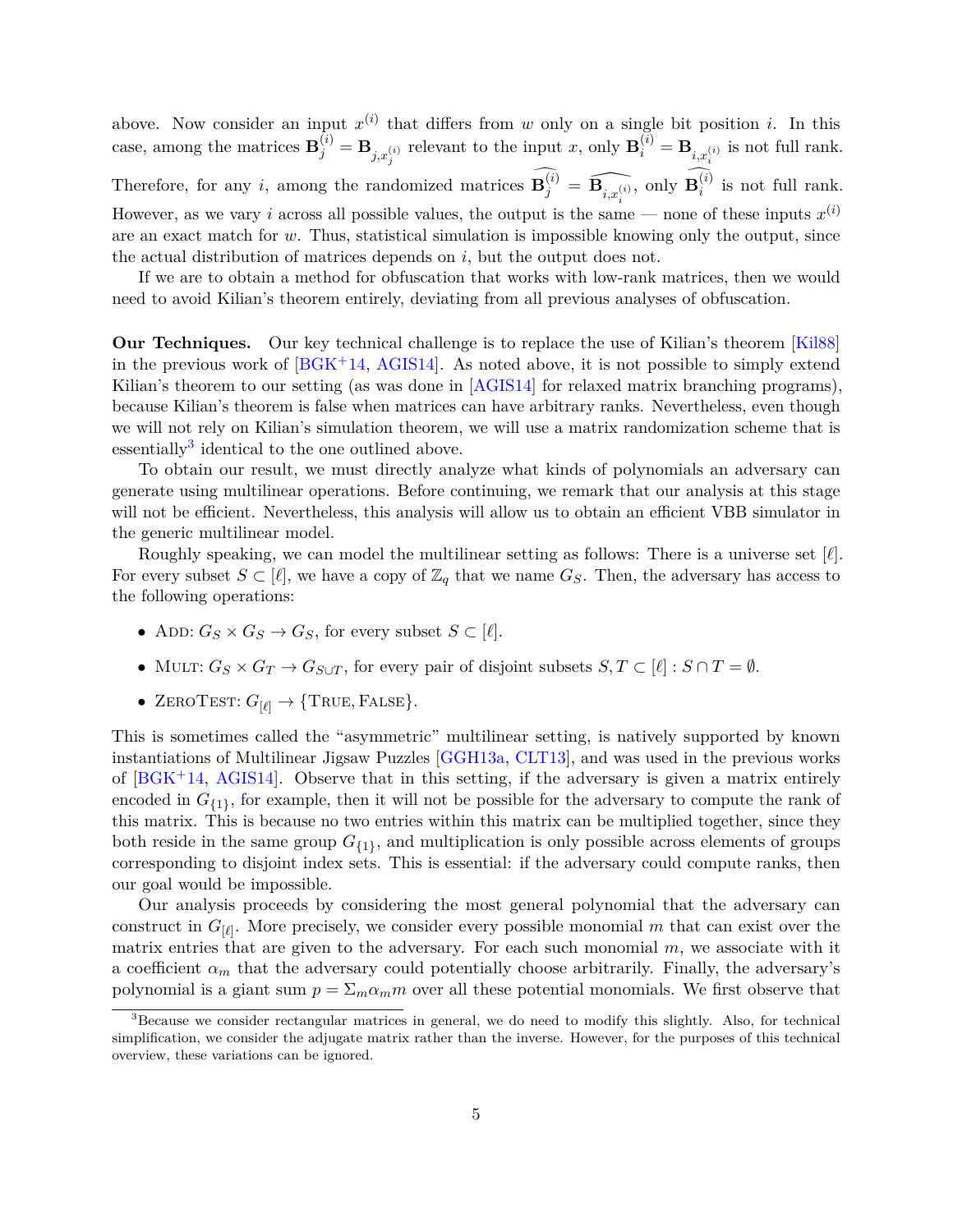above. Now consider an input $x^{(i)}$ that differs from $w$ only on a single bit position $i$. In this case, among the matrices $\mathbf{B}_j^{(i)} = \mathbf{B}_{j,x_j^{(i)}}$ relevant to the input $x$, only $\mathbf{B}_i^{(i)} = \mathbf{B}_{i,x_i^{(i)}}$ is not full rank. Therefore, for any $i$, among the randomized matrices $\widehat{\mathbf{B}_j^{(i)}} = \widehat{\mathbf{B}_{i,x_i^{(i)}}}$, only $\widehat{\mathbf{B}_i^{(i)}}$ is not full rank. However, as we vary $i$ across all possible values, the output is the same — none of these inputs $x^{(i)}$ are an exact match for $w$. Thus, statistical simulation is impossible knowing only the output, since the actual distribution of matrices depends on $i$, but the output does not.

If we are to obtain a method for obfuscation that works with low-rank matrices, then we would need to avoid Kilian's theorem entirely, deviating from all previous analyses of obfuscation.

**Our Techniques.** Our key technical challenge is to replace the use of Kilian's theorem [Kil88] in the previous work of [BGK+14, AGIS14]. As noted above, it is not possible to simply extend Kilian's theorem to our setting (as was done in [AGIS14] for relaxed matrix branching programs), because Kilian's theorem is false when matrices can have arbitrary ranks. Nevertheless, even though we will not rely on Kilian's simulation theorem, we will use a matrix randomization scheme that is essentially[3] identical to the one outlined above.

To obtain our result, we must directly analyze what kinds of polynomials an adversary can generate using multilinear operations. Before continuing, we remark that our analysis at this stage will not be efficient. Nevertheless, this analysis will allow us to obtain an efficient VBB simulator in the generic multilinear model.

Roughly speaking, we can model the multilinear setting as follows: There is a universe set $[\ell]$. For every subset $S \subset [\ell]$, we have a copy of $\mathbb{Z}_q$ that we name $G_S$. Then, the adversary has access to the following operations:

- ADD: $G_S \times G_S \to G_S$, for every subset $S \subset [\ell]$.
- MULT: $G_S \times G_T \to G_{S \cup T}$, for every pair of disjoint subsets $S, T \subset [\ell] : S \cap T = \emptyset$.
- ZEROTEST: $G_{[\ell]} \to \{\text{TRUE}, \text{FALSE}\}$.

This is sometimes called the "asymmetric" multilinear setting, is natively supported by known instantiations of Multilinear Jigsaw Puzzles [GGH13a, CLT13], and was used in the previous works of [BGK+14, AGIS14]. Observe that in this setting, if the adversary is given a matrix entirely encoded in $G_{\{1\}}$, for example, then it will not be possible for the adversary to compute the rank of this matrix. This is because no two entries within this matrix can be multiplied together, since they both reside in the same group $G_{\{1\}}$, and multiplication is only possible across elements of groups corresponding to disjoint index sets. This is essential: if the adversary could compute ranks, then our goal would be impossible.

Our analysis proceeds by considering the most general polynomial that the adversary can construct in $G_{[\ell]}$. More precisely, we consider every possible monomial $m$ that can exist over the matrix entries that are given to the adversary. For each such monomial $m$, we associate with it a coefficient $\alpha_m$ that the adversary could potentially choose arbitrarily. Finally, the adversary's polynomial is a giant sum $p = \Sigma_m \alpha_m m$ over all these potential monomials. We first observe that

[3] Because we consider rectangular matrices in general, we do need to modify this slightly. Also, for technical simplification, we consider the adjugate matrix rather than the inverse. However, for the purposes of this technical overview, these variations can be ignored.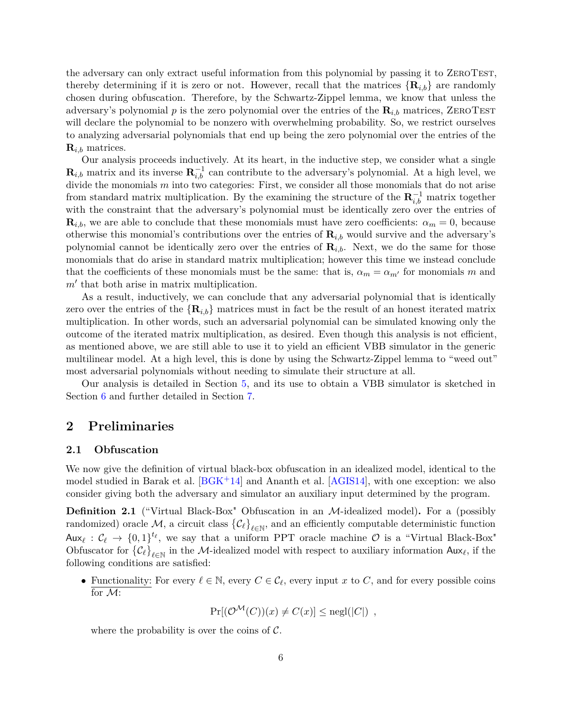the adversary can only extract useful information from this polynomial by passing it to ZeroTest, thereby determining if it is zero or not. However, recall that the matrices $\{\mathbf{R}_{i,b}\}$ are randomly chosen during obfuscation. Therefore, by the Schwartz-Zippel lemma, we know that unless the adversary's polynomial $p$ is the zero polynomial over the entries of the $\mathbf{R}_{i,b}$ matrices, ZeroTest will declare the polynomial to be nonzero with overwhelming probability. So, we restrict ourselves to analyzing adversarial polynomials that end up being the zero polynomial over the entries of the $\mathbf{R}_{i,b}$ matrices.

Our analysis proceeds inductively. At its heart, in the inductive step, we consider what a single $\mathbf{R}_{i,b}$ matrix and its inverse $\mathbf{R}_{i,b}^{-1}$ can contribute to the adversary's polynomial. At a high level, we divide the monomials $m$ into two categories: First, we consider all those monomials that do not arise from standard matrix multiplication. By the examining the structure of the $\mathbf{R}_{i,b}^{-1}$ matrix together with the constraint that the adversary's polynomial must be identically zero over the entries of $\mathbf{R}_{i,b}$, we are able to conclude that these monomials must have zero coefficients: $\alpha_m = 0$, because otherwise this monomial's contributions over the entries of $\mathbf{R}_{i,b}$ would survive and the adversary's polynomial cannot be identically zero over the entries of $\mathbf{R}_{i,b}$. Next, we do the same for those monomials that do arise in standard matrix multiplication; however this time we instead conclude that the coefficients of these monomials must be the same: that is, $\alpha_m = \alpha_{m'}$ for monomials $m$ and $m'$ that both arise in matrix multiplication.

As a result, inductively, we can conclude that any adversarial polynomial that is identically zero over the entries of the $\{\mathbf{R}_{i,b}\}$ matrices must in fact be the result of an honest iterated matrix multiplication. In other words, such an adversarial polynomial can be simulated knowing only the outcome of the iterated matrix multiplication, as desired. Even though this analysis is not efficient, as mentioned above, we are still able to use it to yield an efficient VBB simulator in the generic multilinear model. At a high level, this is done by using the Schwartz-Zippel lemma to "weed out" most adversarial polynomials without needing to simulate their structure at all.

Our analysis is detailed in Section 5, and its use to obtain a VBB simulator is sketched in Section 6 and further detailed in Section 7.

## 2 Preliminaries

### 2.1 Obfuscation

We now give the definition of virtual black-box obfuscation in an idealized model, identical to the model studied in Barak et al. [BGK+14] and Ananth et al. [AGIS14], with one exception: we also consider giving both the adversary and simulator an auxiliary input determined by the program.

**Definition 2.1** ("Virtual Black-Box" Obfuscation in an $\mathcal{M}$-idealized model)**.** For a (possibly randomized) oracle $\mathcal{M}$, a circuit class $\{\mathcal{C}_\ell\}_{\ell\in\mathbb{N}}$, and an efficiently computable deterministic function $\mathsf{Aux}_\ell : \mathcal{C}_\ell \to \{0,1\}^{t_\ell}$, we say that a uniform PPT oracle machine $\mathcal{O}$ is a "Virtual Black-Box" Obfuscator for $\{\mathcal{C}_\ell\}_{\ell\in\mathbb{N}}$ in the $\mathcal{M}$-idealized model with respect to auxiliary information $\mathsf{Aux}_\ell$, if the following conditions are satisfied:

- Functionality: For every $\ell \in \mathbb{N}$, every $C \in \mathcal{C}_\ell$, every input $x$ to $C$, and for every possible coins for $\mathcal{M}$:

$$\Pr[(\mathcal{O}^{\mathcal{M}}(C))(x) \neq C(x)] \leq \mathrm{negl}(|C|) \ ,$$

  where the probability is over the coins of $\mathcal{C}$.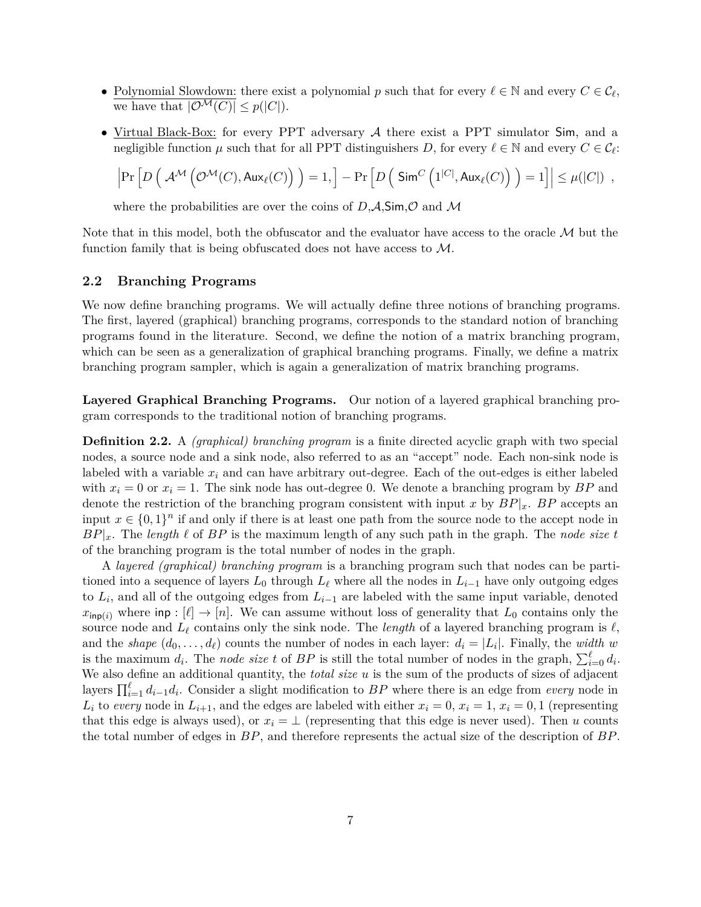- Polynomial Slowdown: there exist a polynomial $p$ such that for every $\ell \in \mathbb{N}$ and every $C \in \mathcal{C}_\ell$, we have that $|\mathcal{O}^{\mathcal{M}}(C)| \leq p(|C|)$.

- Virtual Black-Box: for every PPT adversary $\mathcal{A}$ there exist a PPT simulator $\mathsf{Sim}$, and a negligible function $\mu$ such that for all PPT distinguishers $D$, for every $\ell \in \mathbb{N}$ and every $C \in \mathcal{C}_\ell$:

  $$\left| \Pr\left[ D\left( \mathcal{A}^{\mathcal{M}}\left( \mathcal{O}^{\mathcal{M}}(C), \mathsf{Aux}_\ell(C) \right) \right) = 1, \right] - \Pr\left[ D\left( \mathsf{Sim}^{C}\left( 1^{|C|}, \mathsf{Aux}_\ell(C) \right) \right) = 1 \right] \right| \leq \mu(|C|) \ ,$$

  where the probabilities are over the coins of $D$,$\mathcal{A}$,$\mathsf{Sim}$,$\mathcal{O}$ and $\mathcal{M}$

Note that in this model, both the obfuscator and the evaluator have access to the oracle $\mathcal{M}$ but the function family that is being obfuscated does not have access to $\mathcal{M}$.

## 2.2 Branching Programs

We now define branching programs. We will actually define three notions of branching programs. The first, layered (graphical) branching programs, corresponds to the standard notion of branching programs found in the literature. Second, we define the notion of a matrix branching program, which can be seen as a generalization of graphical branching programs. Finally, we define a matrix branching program sampler, which is again a generalization of matrix branching programs.

**Layered Graphical Branching Programs.** Our notion of a layered graphical branching program corresponds to the traditional notion of branching programs.

**Definition 2.2.** A *(graphical) branching program* is a finite directed acyclic graph with two special nodes, a source node and a sink node, also referred to as an "accept" node. Each non-sink node is labeled with a variable $x_i$ and can have arbitrary out-degree. Each of the out-edges is either labeled with $x_i = 0$ or $x_i = 1$. The sink node has out-degree 0. We denote a branching program by $BP$ and denote the restriction of the branching program consistent with input $x$ by $BP|_x$. $BP$ accepts an input $x \in \{0,1\}^n$ if and only if there is at least one path from the source node to the accept node in $BP|_x$. The *length* $\ell$ of $BP$ is the maximum length of any such path in the graph. The *node size* $t$ of the branching program is the total number of nodes in the graph.

A *layered (graphical) branching program* is a branching program such that nodes can be partitioned into a sequence of layers $L_0$ through $L_\ell$ where all the nodes in $L_{i-1}$ have only outgoing edges to $L_i$, and all of the outgoing edges from $L_{i-1}$ are labeled with the same input variable, denoted $x_{\mathsf{inp}(i)}$ where $\mathsf{inp} : [\ell] \to [n]$. We can assume without loss of generality that $L_0$ contains only the source node and $L_\ell$ contains only the sink node. The *length* of a layered branching program is $\ell$, and the *shape* $(d_0, \ldots, d_\ell)$ counts the number of nodes in each layer: $d_i = |L_i|$. Finally, the *width* $w$ is the maximum $d_i$. The *node size* $t$ of $BP$ is still the total number of nodes in the graph, $\sum_{i=0}^{\ell} d_i$. We also define an additional quantity, the *total size* $u$ is the sum of the products of sizes of adjacent layers $\prod_{i=1}^{\ell} d_{i-1} d_i$. Consider a slight modification to $BP$ where there is an edge from *every* node in $L_i$ to *every* node in $L_{i+1}$, and the edges are labeled with either $x_i = 0$, $x_i = 1$, $x_i = 0, 1$ (representing that this edge is always used), or $x_i = \perp$ (representing that this edge is never used). Then $u$ counts the total number of edges in $BP$, and therefore represents the actual size of the description of $BP$.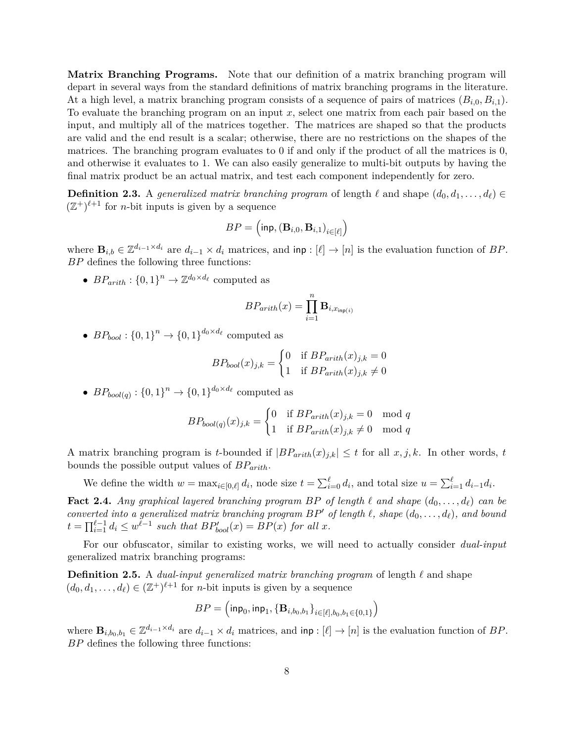**Matrix Branching Programs.** Note that our definition of a matrix branching program will depart in several ways from the standard definitions of matrix branching programs in the literature. At a high level, a matrix branching program consists of a sequence of pairs of matrices $(B_{i,0}, B_{i,1})$. To evaluate the branching program on an input $x$, select one matrix from each pair based on the input, and multiply all of the matrices together. The matrices are shaped so that the products are valid and the end result is a scalar; otherwise, there are no restrictions on the shapes of the matrices. The branching program evaluates to 0 if and only if the product of all the matrices is 0, and otherwise it evaluates to 1. We can also easily generalize to multi-bit outputs by having the final matrix product be an actual matrix, and test each component independently for zero.

**Definition 2.3.** A *generalized matrix branching program* of length $\ell$ and shape $(d_0, d_1, \ldots, d_\ell) \in (\mathbb{Z}^+)^{\ell+1}$ for $n$-bit inputs is given by a sequence

$$BP = \left(\mathsf{inp}, (\mathbf{B}_{i,0}, \mathbf{B}_{i,1})_{i\in[\ell]}\right)$$

where $\mathbf{B}_{i,b} \in \mathbb{Z}^{d_{i-1}\times d_i}$ are $d_{i-1} \times d_i$ matrices, and $\mathsf{inp} : [\ell] \to [n]$ is the evaluation function of $BP$. $BP$ defines the following three functions:

- $BP_{arith} : \{0,1\}^n \to \mathbb{Z}^{d_0\times d_\ell}$ computed as

$$BP_{arith}(x) = \prod_{i=1}^{n} \mathbf{B}_{i,x_{\mathsf{inp}(i)}}$$

- $BP_{bool} : \{0,1\}^n \to \{0,1\}^{d_0\times d_\ell}$ computed as

$$BP_{bool}(x)_{j,k} = \begin{cases} 0 & \text{if } BP_{arith}(x)_{j,k} = 0 \\ 1 & \text{if } BP_{arith}(x)_{j,k} \neq 0 \end{cases}$$

- $BP_{bool(q)} : \{0,1\}^n \to \{0,1\}^{d_0\times d_\ell}$ computed as

$$BP_{bool(q)}(x)_{j,k} = \begin{cases} 0 & \text{if } BP_{arith}(x)_{j,k} = 0 \mod q \\ 1 & \text{if } BP_{arith}(x)_{j,k} \neq 0 \mod q \end{cases}$$

A matrix branching program is $t$-bounded if $|BP_{arith}(x)_{j,k}| \leq t$ for all $x, j, k$. In other words, $t$ bounds the possible output values of $BP_{arith}$.

We define the width $w = \max_{i\in[0,\ell]} d_i$, node size $t = \sum_{i=0}^{\ell} d_i$, and total size $u = \sum_{i=1}^{\ell} d_{i-1}d_i$.

**Fact 2.4.** *Any graphical layered branching program $BP$ of length $\ell$ and shape $(d_0, \ldots, d_\ell)$ can be converted into a generalized matrix branching program $BP'$ of length $\ell$, shape $(d_0, \ldots, d_\ell)$, and bound $t = \prod_{i=1}^{\ell-1} d_i \leq w^{\ell-1}$ such that $BP'_{bool}(x) = BP(x)$ for all $x$.*

For our obfuscator, similar to existing works, we will need to actually consider *dual-input* generalized matrix branching programs:

**Definition 2.5.** A *dual-input generalized matrix branching program* of length $\ell$ and shape $(d_0, d_1, \ldots, d_\ell) \in (\mathbb{Z}^+)^{\ell+1}$ for $n$-bit inputs is given by a sequence

$$BP = \left(\mathsf{inp}_0, \mathsf{inp}_1, \{\mathbf{B}_{i,b_0,b_1}\}_{i\in[\ell],b_0,b_1\in\{0,1\}}\right)$$

where $\mathbf{B}_{i,b_0,b_1} \in \mathbb{Z}^{d_{i-1}\times d_i}$ are $d_{i-1} \times d_i$ matrices, and $\mathsf{inp} : [\ell] \to [n]$ is the evaluation function of $BP$. $BP$ defines the following three functions: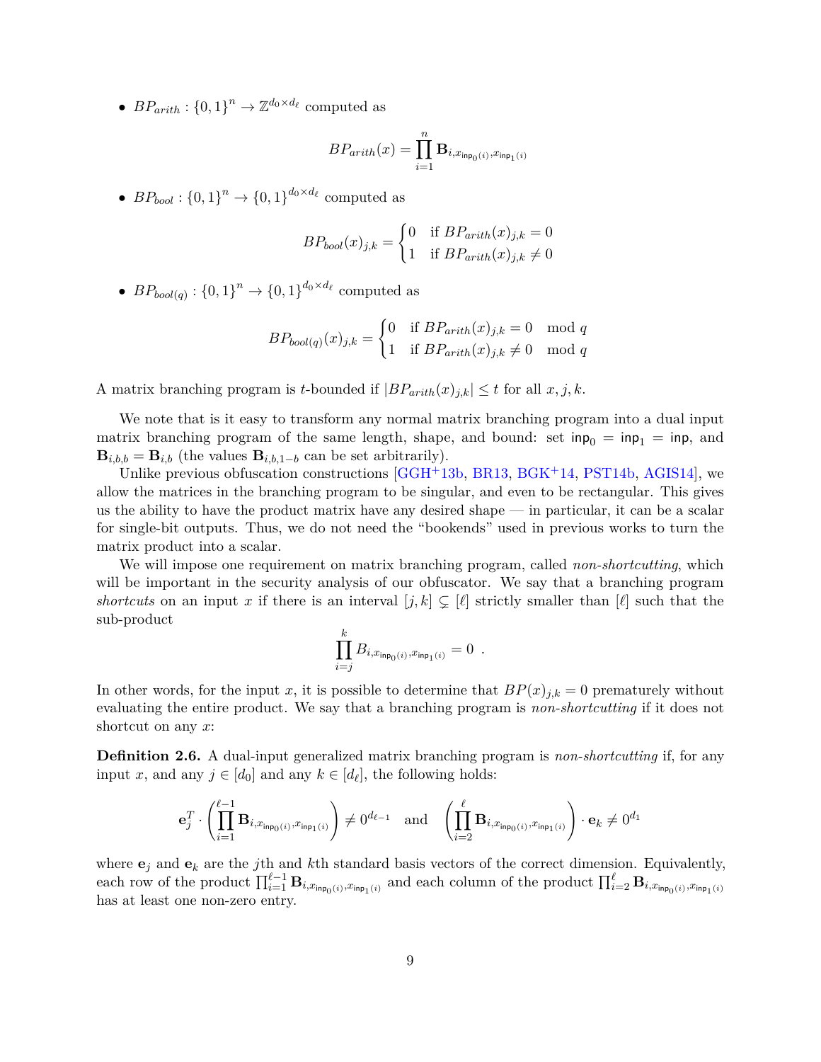- $BP_{arith} : \{0,1\}^n \to \mathbb{Z}^{d_0 \times d_\ell}$ computed as

$$BP_{arith}(x) = \prod_{i=1}^{n} \mathbf{B}_{i,x_{\mathsf{inp}_0(i)},x_{\mathsf{inp}_1(i)}}$$

- $BP_{bool} : \{0,1\}^n \to \{0,1\}^{d_0 \times d_\ell}$ computed as

$$BP_{bool}(x)_{j,k} = \begin{cases} 0 & \text{if } BP_{arith}(x)_{j,k} = 0 \\ 1 & \text{if } BP_{arith}(x)_{j,k} \neq 0 \end{cases}$$

- $BP_{bool(q)} : \{0,1\}^n \to \{0,1\}^{d_0 \times d_\ell}$ computed as

$$BP_{bool(q)}(x)_{j,k} = \begin{cases} 0 & \text{if } BP_{arith}(x)_{j,k} = 0 \mod q \\ 1 & \text{if } BP_{arith}(x)_{j,k} \neq 0 \mod q \end{cases}$$

A matrix branching program is $t$-bounded if $|BP_{arith}(x)_{j,k}| \leq t$ for all $x, j, k$.

We note that is it easy to transform any normal matrix branching program into a dual input matrix branching program of the same length, shape, and bound: set $\mathsf{inp}_0 = \mathsf{inp}_1 = \mathsf{inp}$, and $\mathbf{B}_{i,b,b} = \mathbf{B}_{i,b}$ (the values $\mathbf{B}_{i,b,1-b}$ can be set arbitrarily).

Unlike previous obfuscation constructions [GGH+13b, BR13, BGK+14, PST14b, AGIS14], we allow the matrices in the branching program to be singular, and even to be rectangular. This gives us the ability to have the product matrix have any desired shape — in particular, it can be a scalar for single-bit outputs. Thus, we do not need the "bookends" used in previous works to turn the matrix product into a scalar.

We will impose one requirement on matrix branching program, called *non-shortcutting*, which will be important in the security analysis of our obfuscator. We say that a branching program *shortcuts* on an input $x$ if there is an interval $[j,k] \subsetneq [\ell]$ strictly smaller than $[\ell]$ such that the sub-product

$$\prod_{i=j}^{k} B_{i,x_{\mathsf{inp}_0(i)},x_{\mathsf{inp}_1(i)}} = 0 \ .$$

In other words, for the input $x$, it is possible to determine that $BP(x)_{j,k} = 0$ prematurely without evaluating the entire product. We say that a branching program is *non-shortcutting* if it does not shortcut on any $x$:

**Definition 2.6.** A dual-input generalized matrix branching program is *non-shortcutting* if, for any input $x$, and any $j \in [d_0]$ and any $k \in [d_\ell]$, the following holds:

$$\mathbf{e}_j^T \cdot \left( \prod_{i=1}^{\ell-1} \mathbf{B}_{i,x_{\mathsf{inp}_0(i)},x_{\mathsf{inp}_1(i)}} \right) \neq 0^{d_{\ell-1}} \quad \text{and} \quad \left( \prod_{i=2}^{\ell} \mathbf{B}_{i,x_{\mathsf{inp}_0(i)},x_{\mathsf{inp}_1(i)}} \right) \cdot \mathbf{e}_k \neq 0^{d_1}$$

where $\mathbf{e}_j$ and $\mathbf{e}_k$ are the $j$th and $k$th standard basis vectors of the correct dimension. Equivalently, each row of the product $\prod_{i=1}^{\ell-1} \mathbf{B}_{i,x_{\mathsf{inp}_0(i)},x_{\mathsf{inp}_1(i)}}$ and each column of the product $\prod_{i=2}^{\ell} \mathbf{B}_{i,x_{\mathsf{inp}_0(i)},x_{\mathsf{inp}_1(i)}}$ has at least one non-zero entry.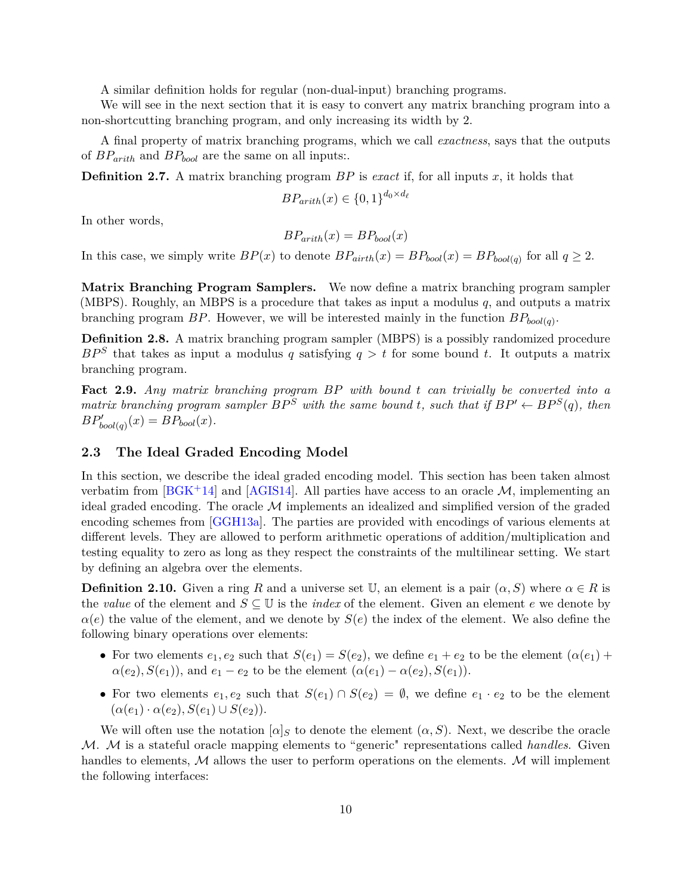A similar definition holds for regular (non-dual-input) branching programs.

We will see in the next section that it is easy to convert any matrix branching program into a non-shortcutting branching program, and only increasing its width by 2.

A final property of matrix branching programs, which we call *exactness*, says that the outputs of $BP_{arith}$ and $BP_{bool}$ are the same on all inputs:.

**Definition 2.7.** A matrix branching program $BP$ is *exact* if, for all inputs $x$, it holds that

$$BP_{arith}(x) \in \{0,1\}^{d_0 \times d_\ell}$$

In other words,

$$BP_{arith}(x) = BP_{bool}(x)$$

In this case, we simply write $BP(x)$ to denote $BP_{airth}(x) = BP_{bool}(x) = BP_{bool(q)}$ for all $q \geq 2$.

**Matrix Branching Program Samplers.** We now define a matrix branching program sampler (MBPS). Roughly, an MBPS is a procedure that takes as input a modulus $q$, and outputs a matrix branching program $BP$. However, we will be interested mainly in the function $BP_{bool(q)}$.

**Definition 2.8.** A matrix branching program sampler (MBPS) is a possibly randomized procedure $BP^S$ that takes as input a modulus $q$ satisfying $q > t$ for some bound $t$. It outputs a matrix branching program.

**Fact 2.9.** *Any matrix branching program $BP$ with bound $t$ can trivially be converted into a matrix branching program sampler $BP^S$ with the same bound $t$, such that if $BP' \leftarrow BP^S(q)$, then $BP'_{bool(q)}(x) = BP_{bool}(x)$.*

### 2.3 The Ideal Graded Encoding Model

In this section, we describe the ideal graded encoding model. This section has been taken almost verbatim from [BGK+14] and [AGIS14]. All parties have access to an oracle $\mathcal{M}$, implementing an ideal graded encoding. The oracle $\mathcal{M}$ implements an idealized and simplified version of the graded encoding schemes from [GGH13a]. The parties are provided with encodings of various elements at different levels. They are allowed to perform arithmetic operations of addition/multiplication and testing equality to zero as long as they respect the constraints of the multilinear setting. We start by defining an algebra over the elements.

**Definition 2.10.** Given a ring $R$ and a universe set $\mathbb{U}$, an element is a pair $(\alpha, S)$ where $\alpha \in R$ is the *value* of the element and $S \subseteq \mathbb{U}$ is the *index* of the element. Given an element $e$ we denote by $\alpha(e)$ the value of the element, and we denote by $S(e)$ the index of the element. We also define the following binary operations over elements:

- For two elements $e_1, e_2$ such that $S(e_1) = S(e_2)$, we define $e_1 + e_2$ to be the element $(\alpha(e_1) + \alpha(e_2), S(e_1))$, and $e_1 - e_2$ to be the element $(\alpha(e_1) - \alpha(e_2), S(e_1))$.
- For two elements $e_1, e_2$ such that $S(e_1) \cap S(e_2) = \emptyset$, we define $e_1 \cdot e_2$ to be the element $(\alpha(e_1) \cdot \alpha(e_2), S(e_1) \cup S(e_2))$.

We will often use the notation $[\alpha]_S$ to denote the element $(\alpha, S)$. Next, we describe the oracle $\mathcal{M}$. $\mathcal{M}$ is a stateful oracle mapping elements to "generic" representations called *handles*. Given handles to elements, $\mathcal{M}$ allows the user to perform operations on the elements. $\mathcal{M}$ will implement the following interfaces: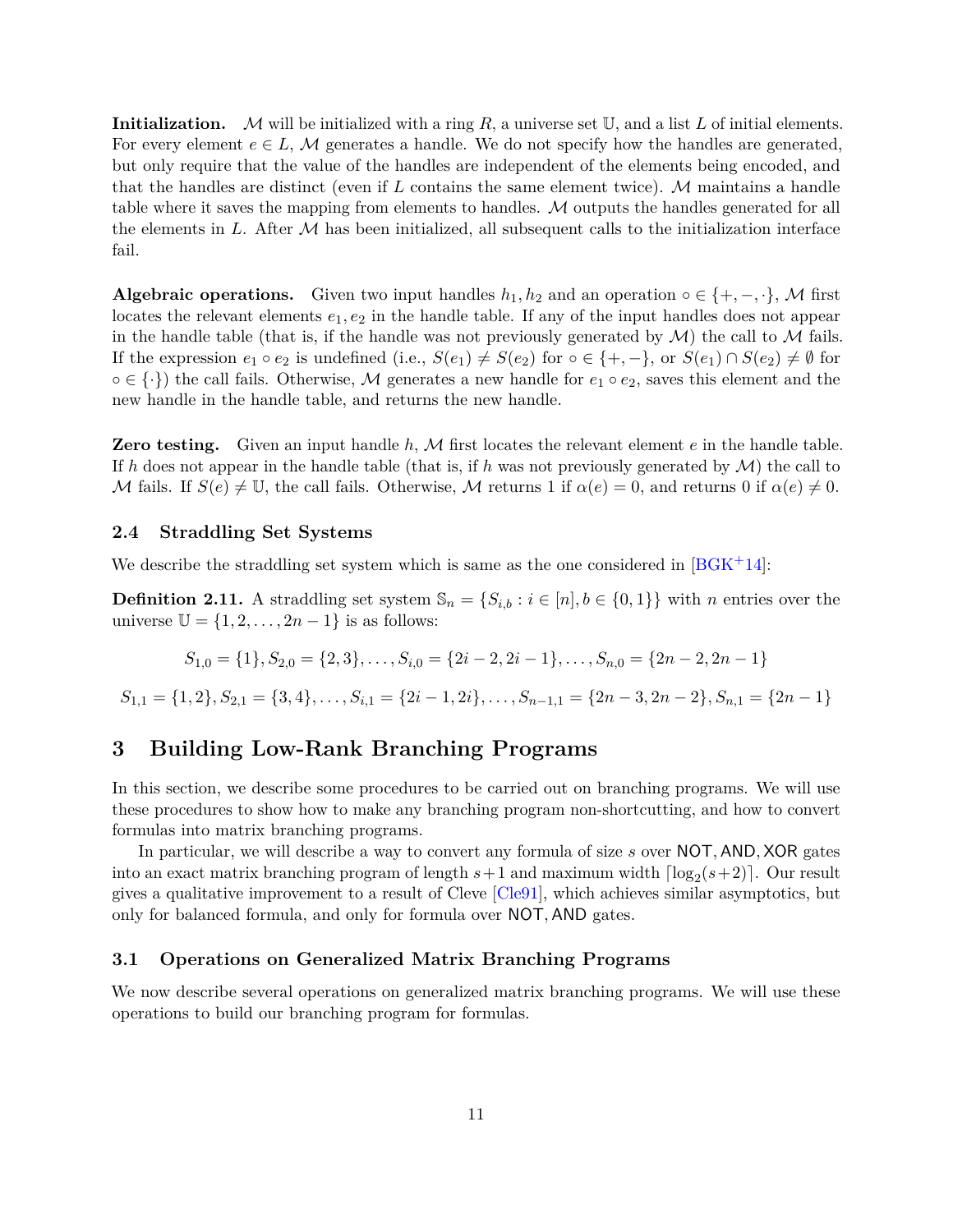**Initialization.** $\mathcal{M}$ will be initialized with a ring $R$, a universe set $\mathbb{U}$, and a list $L$ of initial elements. For every element $e \in L$, $\mathcal{M}$ generates a handle. We do not specify how the handles are generated, but only require that the value of the handles are independent of the elements being encoded, and that the handles are distinct (even if $L$ contains the same element twice). $\mathcal{M}$ maintains a handle table where it saves the mapping from elements to handles. $\mathcal{M}$ outputs the handles generated for all the elements in $L$. After $\mathcal{M}$ has been initialized, all subsequent calls to the initialization interface fail.

**Algebraic operations.** Given two input handles $h_1, h_2$ and an operation $\circ \in \{+, -, \cdot\}$, $\mathcal{M}$ first locates the relevant elements $e_1, e_2$ in the handle table. If any of the input handles does not appear in the handle table (that is, if the handle was not previously generated by $\mathcal{M}$) the call to $\mathcal{M}$ fails. If the expression $e_1 \circ e_2$ is undefined (i.e., $S(e_1) \neq S(e_2)$ for $\circ \in \{+, -\}$, or $S(e_1) \cap S(e_2) \neq \emptyset$ for $\circ \in \{\cdot\}$) the call fails. Otherwise, $\mathcal{M}$ generates a new handle for $e_1 \circ e_2$, saves this element and the new handle in the handle table, and returns the new handle.

**Zero testing.** Given an input handle $h$, $\mathcal{M}$ first locates the relevant element $e$ in the handle table. If $h$ does not appear in the handle table (that is, if $h$ was not previously generated by $\mathcal{M}$) the call to $\mathcal{M}$ fails. If $S(e) \neq \mathbb{U}$, the call fails. Otherwise, $\mathcal{M}$ returns 1 if $\alpha(e) = 0$, and returns 0 if $\alpha(e) \neq 0$.

### 2.4 Straddling Set Systems

We describe the straddling set system which is same as the one considered in [BGK+14]:

**Definition 2.11.** A straddling set system $\mathbb{S}_n = \{S_{i,b} : i \in [n], b \in \{0,1\}\}$ with $n$ entries over the universe $\mathbb{U} = \{1, 2, \ldots, 2n-1\}$ is as follows:

$$S_{1,0} = \{1\}, S_{2,0} = \{2,3\}, \ldots, S_{i,0} = \{2i-2, 2i-1\}, \ldots, S_{n,0} = \{2n-2, 2n-1\}$$

$$S_{1,1} = \{1,2\}, S_{2,1} = \{3,4\}, \ldots, S_{i,1} = \{2i-1, 2i\}, \ldots, S_{n-1,1} = \{2n-3, 2n-2\}, S_{n,1} = \{2n-1\}$$

## 3 Building Low-Rank Branching Programs

In this section, we describe some procedures to be carried out on branching programs. We will use these procedures to show how to make any branching program non-shortcutting, and how to convert formulas into matrix branching programs.

In particular, we will describe a way to convert any formula of size $s$ over NOT, AND, XOR gates into an exact matrix branching program of length $s+1$ and maximum width $\lceil \log_2(s+2) \rceil$. Our result gives a qualitative improvement to a result of Cleve [Cle91], which achieves similar asymptotics, but only for balanced formula, and only for formula over NOT, AND gates.

### 3.1 Operations on Generalized Matrix Branching Programs

We now describe several operations on generalized matrix branching programs. We will use these operations to build our branching program for formulas.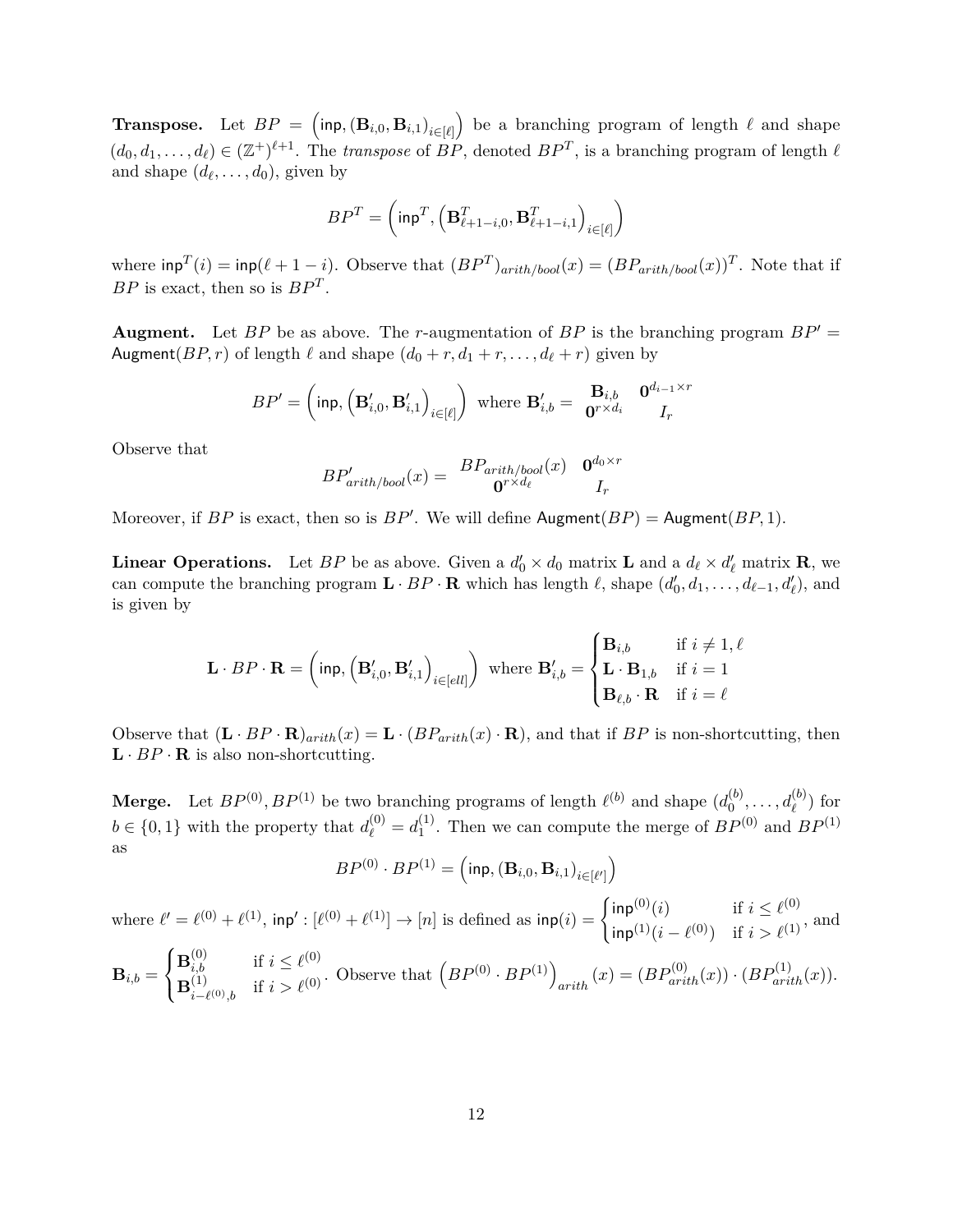**Transpose.** Let $BP = \left(\mathsf{inp}, (\mathbf{B}_{i,0}, \mathbf{B}_{i,1})_{i\in[\ell]}\right)$ be a branching program of length $\ell$ and shape $(d_0, d_1, \ldots, d_\ell) \in (\mathbb{Z}^+)^{\ell+1}$. The *transpose* of $BP$, denoted $BP^T$, is a branching program of length $\ell$ and shape $(d_\ell, \ldots, d_0)$, given by

$$BP^T = \left(\mathsf{inp}^T, \left(\mathbf{B}^T_{\ell+1-i,0}, \mathbf{B}^T_{\ell+1-i,1}\right)_{i\in[\ell]}\right)$$

where $\mathsf{inp}^T(i) = \mathsf{inp}(\ell + 1 - i)$. Observe that $(BP^T)_{arith/bool}(x) = (BP_{arith/bool}(x))^T$. Note that if $BP$ is exact, then so is $BP^T$.

**Augment.** Let $BP$ be as above. The $r$-augmentation of $BP$ is the branching program $BP' = \mathsf{Augment}(BP, r)$ of length $\ell$ and shape $(d_0 + r, d_1 + r, \ldots, d_\ell + r)$ given by

$$BP' = \left(\mathsf{inp}, \left(\mathbf{B}'_{i,0}, \mathbf{B}'_{i,1}\right)_{i\in[\ell]}\right) \text{ where } \mathbf{B}'_{i,b} = \begin{matrix} \mathbf{B}_{i,b} & \mathbf{0}^{d_{i-1}\times r} \\ \mathbf{0}^{r\times d_i} & I_r \end{matrix}$$

Observe that

$$BP'_{arith/bool}(x) = \begin{matrix} BP_{arith/bool}(x) & \mathbf{0}^{d_0\times r} \\ \mathbf{0}^{r\times d_\ell} & I_r \end{matrix}$$

Moreover, if $BP$ is exact, then so is $BP'$. We will define $\mathsf{Augment}(BP) = \mathsf{Augment}(BP, 1)$.

**Linear Operations.** Let $BP$ be as above. Given a $d'_0 \times d_0$ matrix $\mathbf{L}$ and a $d_\ell \times d'_\ell$ matrix $\mathbf{R}$, we can compute the branching program $\mathbf{L} \cdot BP \cdot \mathbf{R}$ which has length $\ell$, shape $(d'_0, d_1, \ldots, d_{\ell-1}, d'_\ell)$, and is given by

$$\mathbf{L} \cdot BP \cdot \mathbf{R} = \left(\mathsf{inp}, \left(\mathbf{B}'_{i,0}, \mathbf{B}'_{i,1}\right)_{i\in[ell]}\right) \text{ where } \mathbf{B}'_{i,b} = \begin{cases} \mathbf{B}_{i,b} & \text{if } i \neq 1, \ell \\ \mathbf{L} \cdot \mathbf{B}_{1,b} & \text{if } i = 1 \\ \mathbf{B}_{\ell,b} \cdot \mathbf{R} & \text{if } i = \ell \end{cases}$$

Observe that $(\mathbf{L} \cdot BP \cdot \mathbf{R})_{arith}(x) = \mathbf{L} \cdot (BP_{arith}(x) \cdot \mathbf{R})$, and that if $BP$ is non-shortcutting, then $\mathbf{L} \cdot BP \cdot \mathbf{R}$ is also non-shortcutting.

**Merge.** Let $BP^{(0)}, BP^{(1)}$ be two branching programs of length $\ell^{(b)}$ and shape $(d_0^{(b)}, \ldots, d_\ell^{(b)})$ for $b \in \{0, 1\}$ with the property that $d_\ell^{(0)} = d_1^{(1)}$. Then we can compute the merge of $BP^{(0)}$ and $BP^{(1)}$ as

$$BP^{(0)} \cdot BP^{(1)} = \left(\mathsf{inp}, (\mathbf{B}_{i,0}, \mathbf{B}_{i,1})_{i\in[\ell']}\right)$$

where $\ell' = \ell^{(0)} + \ell^{(1)}$, $\mathsf{inp}' : [\ell^{(0)} + \ell^{(1)}] \to [n]$ is defined as $\mathsf{inp}(i) = \begin{cases} \mathsf{inp}^{(0)}(i) & \text{if } i \leq \ell^{(0)} \\ \mathsf{inp}^{(1)}(i - \ell^{(0)}) & \text{if } i > \ell^{(1)} \end{cases}$, and $\mathbf{B}_{i,b} = \begin{cases} \mathbf{B}^{(0)}_{i,b} & \text{if } i \leq \ell^{(0)} \\ \mathbf{B}^{(1)}_{i-\ell^{(0)},b} & \text{if } i > \ell^{(0)} \end{cases}$. Observe that $\left(BP^{(0)} \cdot BP^{(1)}\right)_{arith}(x) = (BP^{(0)}_{arith}(x)) \cdot (BP^{(1)}_{arith}(x))$.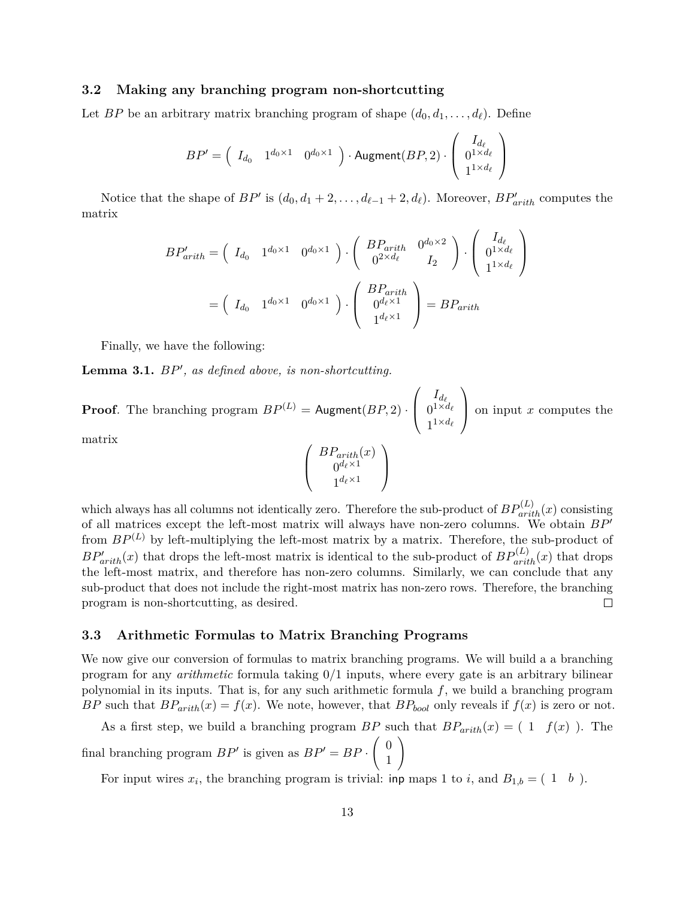### 3.2 Making any branching program non-shortcutting

Let $BP$ be an arbitrary matrix branching program of shape $(d_0, d_1, \ldots, d_\ell)$. Define

$$BP' = \begin{pmatrix} I_{d_0} & 1^{d_0 \times 1} & 0^{d_0 \times 1} \end{pmatrix} \cdot \mathsf{Augment}(BP, 2) \cdot \begin{pmatrix} I_{d_\ell} \\ 0^{1 \times d_\ell} \\ 1^{1 \times d_\ell} \end{pmatrix}$$

Notice that the shape of $BP'$ is $(d_0, d_1 + 2, \ldots, d_{\ell-1} + 2, d_\ell)$. Moreover, $BP'_{arith}$ computes the matrix

$$\begin{aligned} BP'_{arith} &= \begin{pmatrix} I_{d_0} & 1^{d_0 \times 1} & 0^{d_0 \times 1} \end{pmatrix} \cdot \begin{pmatrix} BP_{arith} & 0^{d_0 \times 2} \\ 0^{2 \times d_\ell} & I_2 \end{pmatrix} \cdot \begin{pmatrix} I_{d_\ell} \\ 0^{1 \times d_\ell} \\ 1^{1 \times d_\ell} \end{pmatrix} \\ &= \begin{pmatrix} I_{d_0} & 1^{d_0 \times 1} & 0^{d_0 \times 1} \end{pmatrix} \cdot \begin{pmatrix} BP_{arith} \\ 0^{d_\ell \times 1} \\ 1^{d_\ell \times 1} \end{pmatrix} = BP_{arith} \end{aligned}$$

Finally, we have the following:

**Lemma 3.1.** *$BP'$, as defined above, is non-shortcutting.*

**Proof**. The branching program $BP^{(L)} = \mathsf{Augment}(BP, 2) \cdot \begin{pmatrix} I_{d_\ell} \\ 0^{1 \times d_\ell} \\ 1^{1 \times d_\ell} \end{pmatrix}$ on input $x$ computes the matrix

$$\begin{pmatrix} BP_{arith}(x) \\ 0^{d_\ell \times 1} \\ 1^{d_\ell \times 1} \end{pmatrix}$$

which always has all columns not identically zero. Therefore the sub-product of $BP^{(L)}_{arith}(x)$ consisting of all matrices except the left-most matrix will always have non-zero columns. We obtain $BP'$ from $BP^{(L)}$ by left-multiplying the left-most matrix by a matrix. Therefore, the sub-product of $BP'_{arith}(x)$ that drops the left-most matrix is identical to the sub-product of $BP^{(L)}_{arith}(x)$ that drops the left-most matrix, and therefore has non-zero columns. Similarly, we can conclude that any sub-product that does not include the right-most matrix has non-zero rows. Therefore, the branching program is non-shortcutting, as desired. □

### 3.3 Arithmetic Formulas to Matrix Branching Programs

We now give our conversion of formulas to matrix branching programs. We will build a a branching program for any *arithmetic* formula taking 0/1 inputs, where every gate is an arbitrary bilinear polynomial in its inputs. That is, for any such arithmetic formula $f$, we build a branching program $BP$ such that $BP_{arith}(x) = f(x)$. We note, however, that $BP_{bool}$ only reveals if $f(x)$ is zero or not.

As a first step, we build a branching program $BP$ such that $BP_{arith}(x) = \begin{pmatrix} 1 & f(x) \end{pmatrix}$. The final branching program $BP'$ is given as $BP' = BP \cdot \begin{pmatrix} 0 \\ 1 \end{pmatrix}$

For input wires $x_i$, the branching program is trivial: $\mathsf{inp}$ maps 1 to $i$, and $B_{1,b} = \begin{pmatrix} 1 & b \end{pmatrix}$.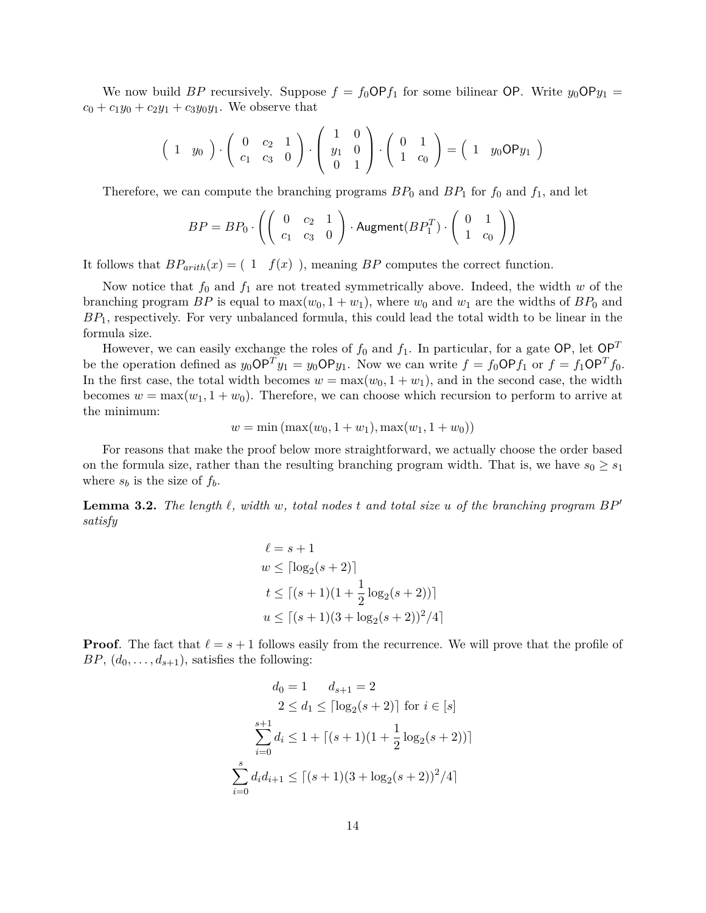We now build $BP$ recursively. Suppose $f = f_0 \mathsf{OP} f_1$ for some bilinear $\mathsf{OP}$. Write $y_0 \mathsf{OP} y_1 = c_0 + c_1 y_0 + c_2 y_1 + c_3 y_0 y_1$. We observe that

$$\begin{pmatrix} 1 & y_0 \end{pmatrix} \cdot \begin{pmatrix} 0 & c_2 & 1 \\ c_1 & c_3 & 0 \end{pmatrix} \cdot \begin{pmatrix} 1 & 0 \\ y_1 & 0 \\ 0 & 1 \end{pmatrix} \cdot \begin{pmatrix} 0 & 1 \\ 1 & c_0 \end{pmatrix} = \begin{pmatrix} 1 & y_0 \mathsf{OP} y_1 \end{pmatrix}$$

Therefore, we can compute the branching programs $BP_0$ and $BP_1$ for $f_0$ and $f_1$, and let

$$BP = BP_0 \cdot \left( \begin{pmatrix} 0 & c_2 & 1 \\ c_1 & c_3 & 0 \end{pmatrix} \cdot \mathsf{Augment}(BP_1^T) \cdot \begin{pmatrix} 0 & 1 \\ 1 & c_0 \end{pmatrix} \right)$$

It follows that $BP_{arith}(x) = \begin{pmatrix} 1 & f(x) \end{pmatrix}$, meaning $BP$ computes the correct function.

Now notice that $f_0$ and $f_1$ are not treated symmetrically above. Indeed, the width $w$ of the branching program $BP$ is equal to $\max(w_0, 1 + w_1)$, where $w_0$ and $w_1$ are the widths of $BP_0$ and $BP_1$, respectively. For very unbalanced formula, this could lead the total width to be linear in the formula size.

However, we can easily exchange the roles of $f_0$ and $f_1$. In particular, for a gate $\mathsf{OP}$, let $\mathsf{OP}^T$ be the operation defined as $y_0 \mathsf{OP}^T y_1 = y_0 \mathsf{OP} y_1$. Now we can write $f = f_0 \mathsf{OP} f_1$ or $f = f_1 \mathsf{OP}^T f_0$. In the first case, the total width becomes $w = \max(w_0, 1 + w_1)$, and in the second case, the width becomes $w = \max(w_1, 1 + w_0)$. Therefore, we can choose which recursion to perform to arrive at the minimum:

$$w = \min\left(\max(w_0, 1 + w_1), \max(w_1, 1 + w_0)\right)$$

For reasons that make the proof below more straightforward, we actually choose the order based on the formula size, rather than the resulting branching program width. That is, we have $s_0 \geq s_1$ where $s_b$ is the size of $f_b$.

**Lemma 3.2.** *The length $\ell$, width $w$, total nodes $t$ and total size $u$ of the branching program $BP'$ satisfy*

$$\begin{aligned} \ell &= s + 1 \\ w &\leq \lceil \log_2(s + 2) \rceil \\ t &\leq \lceil (s + 1)(1 + \frac{1}{2} \log_2(s + 2)) \rceil \\ u &\leq \lceil (s + 1)(3 + \log_2(s + 2))^2 / 4 \rceil \end{aligned}$$

**Proof**. The fact that $\ell = s + 1$ follows easily from the recurrence. We will prove that the profile of $BP$, $(d_0, \ldots, d_{s+1})$, satisfies the following:

$$\begin{aligned} d_0 = 1 \qquad d_{s+1} &= 2 \\ 2 \leq d_1 &\leq \lceil \log_2(s + 2) \rceil \text{ for } i \in [s] \\ \sum_{i=0}^{s+1} d_i &\leq 1 + \lceil (s + 1)(1 + \frac{1}{2} \log_2(s + 2)) \rceil \\ \sum_{i=0}^{s} d_i d_{i+1} &\leq \lceil (s + 1)(3 + \log_2(s + 2))^2 / 4 \rceil \end{aligned}$$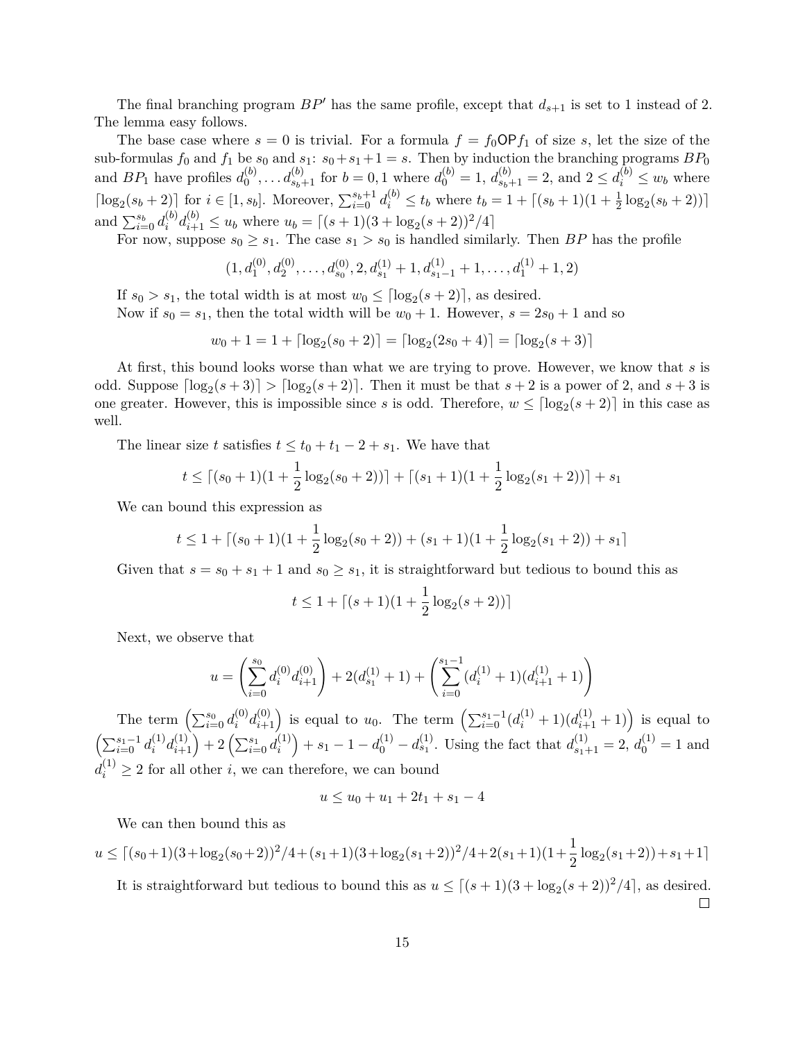The final branching program $BP'$ has the same profile, except that $d_{s+1}$ is set to 1 instead of 2. The lemma easy follows.

The base case where $s = 0$ is trivial. For a formula $f = f_0 \mathsf{OP} f_1$ of size $s$, let the size of the sub-formulas $f_0$ and $f_1$ be $s_0$ and $s_1$: $s_0 + s_1 + 1 = s$. Then by induction the branching programs $BP_0$ and $BP_1$ have profiles $d_0^{(b)}, \ldots d_{s_b+1}^{(b)}$ for $b = 0, 1$ where $d_0^{(b)} = 1$, $d_{s_b+1}^{(b)} = 2$, and $2 \leq d_i^{(b)} \leq w_b$ where $\lceil \log_2(s_b + 2) \rceil$ for $i \in [1, s_b]$. Moreover, $\sum_{i=0}^{s_b+1} d_i^{(b)} \leq t_b$ where $t_b = 1 + \lceil (s_b + 1)(1 + \frac{1}{2}\log_2(s_b + 2)) \rceil$ and $\sum_{i=0}^{s_b} d_i^{(b)} d_{i+1}^{(b)} \leq u_b$ where $u_b = \lceil (s + 1)(3 + \log_2(s + 2))^2/4 \rceil$

For now, suppose $s_0 \geq s_1$. The case $s_1 > s_0$ is handled similarly. Then $BP$ has the profile

$$(1, d_1^{(0)}, d_2^{(0)}, \ldots, d_{s_0}^{(0)}, 2, d_{s_1}^{(1)} + 1, d_{s_1-1}^{(1)} + 1, \ldots, d_1^{(1)} + 1, 2)$$

If $s_0 > s_1$, the total width is at most $w_0 \leq \lceil \log_2(s + 2) \rceil$, as desired.

Now if $s_0 = s_1$, then the total width will be $w_0 + 1$. However, $s = 2s_0 + 1$ and so

$$w_0 + 1 = 1 + \lceil \log_2(s_0 + 2) \rceil = \lceil \log_2(2s_0 + 4) \rceil = \lceil \log_2(s + 3) \rceil$$

At first, this bound looks worse than what we are trying to prove. However, we know that $s$ is odd. Suppose $\lceil \log_2(s + 3) \rceil > \lceil \log_2(s + 2) \rceil$. Then it must be that $s + 2$ is a power of 2, and $s + 3$ is one greater. However, this is impossible since $s$ is odd. Therefore, $w \leq \lceil \log_2(s + 2) \rceil$ in this case as well.

The linear size $t$ satisfies $t \leq t_0 + t_1 - 2 + s_1$. We have that

$$t \leq \lceil (s_0 + 1)(1 + \frac{1}{2}\log_2(s_0 + 2)) \rceil + \lceil (s_1 + 1)(1 + \frac{1}{2}\log_2(s_1 + 2)) \rceil + s_1$$

We can bound this expression as

$$t \leq 1 + \lceil (s_0 + 1)(1 + \frac{1}{2}\log_2(s_0 + 2)) + (s_1 + 1)(1 + \frac{1}{2}\log_2(s_1 + 2)) + s_1 \rceil$$

Given that $s = s_0 + s_1 + 1$ and $s_0 \geq s_1$, it is straightforward but tedious to bound this as

$$t \leq 1 + \lceil (s + 1)(1 + \frac{1}{2}\log_2(s + 2)) \rceil$$

Next, we observe that

$$u = \left( \sum_{i=0}^{s_0} d_i^{(0)} d_{i+1}^{(0)} \right) + 2(d_{s_1}^{(1)} + 1) + \left( \sum_{i=0}^{s_1-1} (d_i^{(1)} + 1)(d_{i+1}^{(1)} + 1) \right)$$

The term $\left( \sum_{i=0}^{s_0} d_i^{(0)} d_{i+1}^{(0)} \right)$ is equal to $u_0$. The term $\left( \sum_{i=0}^{s_1-1} (d_i^{(1)} + 1)(d_{i+1}^{(1)} + 1) \right)$ is equal to $\left( \sum_{i=0}^{s_1-1} d_i^{(1)} d_{i+1}^{(1)} \right) + 2 \left( \sum_{i=0}^{s_1} d_i^{(1)} \right) + s_1 - 1 - d_0^{(1)} - d_{s_1}^{(1)}$. Using the fact that $d_{s_1+1}^{(1)} = 2$, $d_0^{(1)} = 1$ and $d_i^{(1)} \geq 2$ for all other $i$, we can therefore, we can bound

$$u \leq u_0 + u_1 + 2t_1 + s_1 - 4$$

We can then bound this as

$$u \leq \lceil (s_0+1)(3+\log_2(s_0+2))^2/4 + (s_1+1)(3+\log_2(s_1+2))^2/4 + 2(s_1+1)(1+\frac{1}{2}\log_2(s_1+2)) + s_1 + 1 \rceil$$

It is straightforward but tedious to bound this as $u \leq \lceil (s + 1)(3 + \log_2(s + 2))^2/4 \rceil$, as desired. □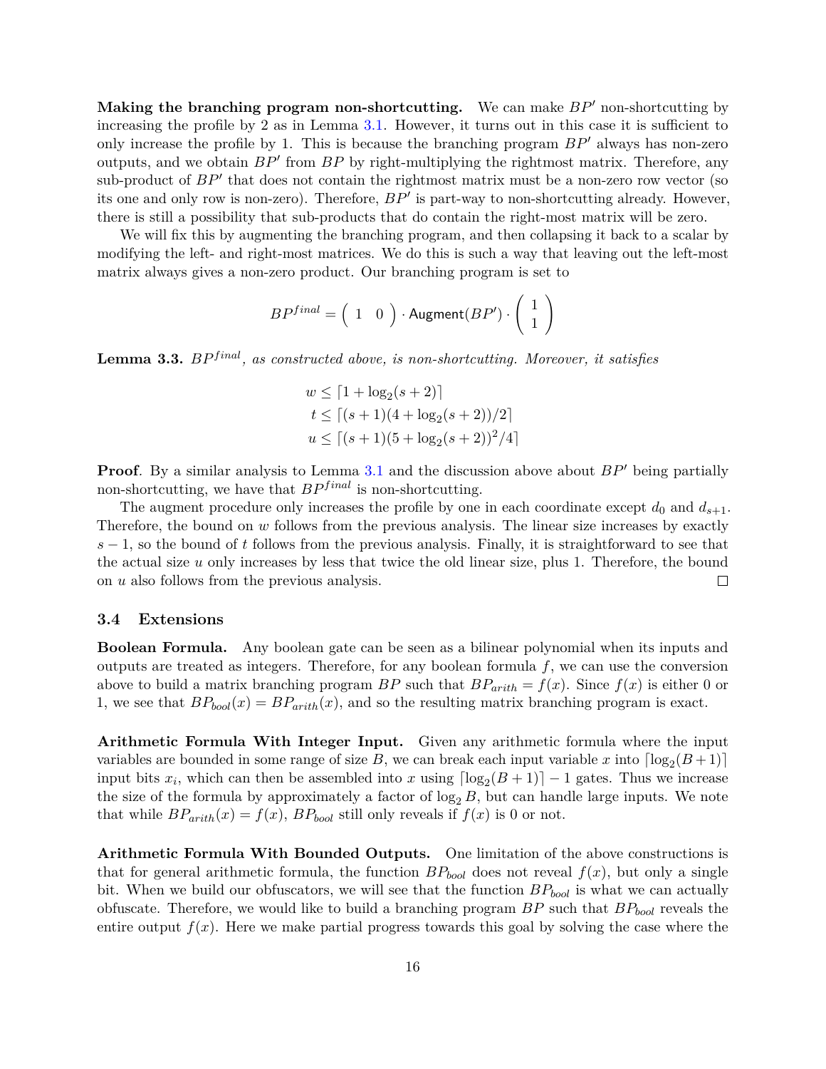**Making the branching program non-shortcutting.** We can make $BP'$ non-shortcutting by increasing the profile by 2 as in Lemma 3.1. However, it turns out in this case it is sufficient to only increase the profile by 1. This is because the branching program $BP'$ always has non-zero outputs, and we obtain $BP'$ from $BP$ by right-multiplying the rightmost matrix. Therefore, any sub-product of $BP'$ that does not contain the rightmost matrix must be a non-zero row vector (so its one and only row is non-zero). Therefore, $BP'$ is part-way to non-shortcutting already. However, there is still a possibility that sub-products that do contain the right-most matrix will be zero.

We will fix this by augmenting the branching program, and then collapsing it back to a scalar by modifying the left- and right-most matrices. We do this is such a way that leaving out the left-most matrix always gives a non-zero product. Our branching program is set to

$$BP^{final} = \begin{pmatrix} 1 & 0 \end{pmatrix} \cdot \mathsf{Augment}(BP') \cdot \begin{pmatrix} 1 \\ 1 \end{pmatrix}$$

**Lemma 3.3.** *$BP^{final}$, as constructed above, is non-shortcutting. Moreover, it satisfies*

$$\begin{aligned} w &\leq \lceil 1 + \log_2(s+2) \rceil \\ t &\leq \lceil (s+1)(4 + \log_2(s+2))/2 \rceil \\ u &\leq \lceil (s+1)(5 + \log_2(s+2))^2/4 \rceil \end{aligned}$$

**Proof**. By a similar analysis to Lemma 3.1 and the discussion above about $BP'$ being partially non-shortcutting, we have that $BP^{final}$ is non-shortcutting.

The augment procedure only increases the profile by one in each coordinate except $d_0$ and $d_{s+1}$. Therefore, the bound on $w$ follows from the previous analysis. The linear size increases by exactly $s-1$, so the bound of $t$ follows from the previous analysis. Finally, it is straightforward to see that the actual size $u$ only increases by less that twice the old linear size, plus 1. Therefore, the bound on $u$ also follows from the previous analysis. □

### 3.4 Extensions

**Boolean Formula.** Any boolean gate can be seen as a bilinear polynomial when its inputs and outputs are treated as integers. Therefore, for any boolean formula $f$, we can use the conversion above to build a matrix branching program $BP$ such that $BP_{arith} = f(x)$. Since $f(x)$ is either 0 or 1, we see that $BP_{bool}(x) = BP_{arith}(x)$, and so the resulting matrix branching program is exact.

**Arithmetic Formula With Integer Input.** Given any arithmetic formula where the input variables are bounded in some range of size $B$, we can break each input variable $x$ into $\lceil \log_2(B+1) \rceil$ input bits $x_i$, which can then be assembled into $x$ using $\lceil \log_2(B+1) \rceil - 1$ gates. Thus we increase the size of the formula by approximately a factor of $\log_2 B$, but can handle large inputs. We note that while $BP_{arith}(x) = f(x)$, $BP_{bool}$ still only reveals if $f(x)$ is 0 or not.

**Arithmetic Formula With Bounded Outputs.** One limitation of the above constructions is that for general arithmetic formula, the function $BP_{bool}$ does not reveal $f(x)$, but only a single bit. When we build our obfuscators, we will see that the function $BP_{bool}$ is what we can actually obfuscate. Therefore, we would like to build a branching program $BP$ such that $BP_{bool}$ reveals the entire output $f(x)$. Here we make partial progress towards this goal by solving the case where the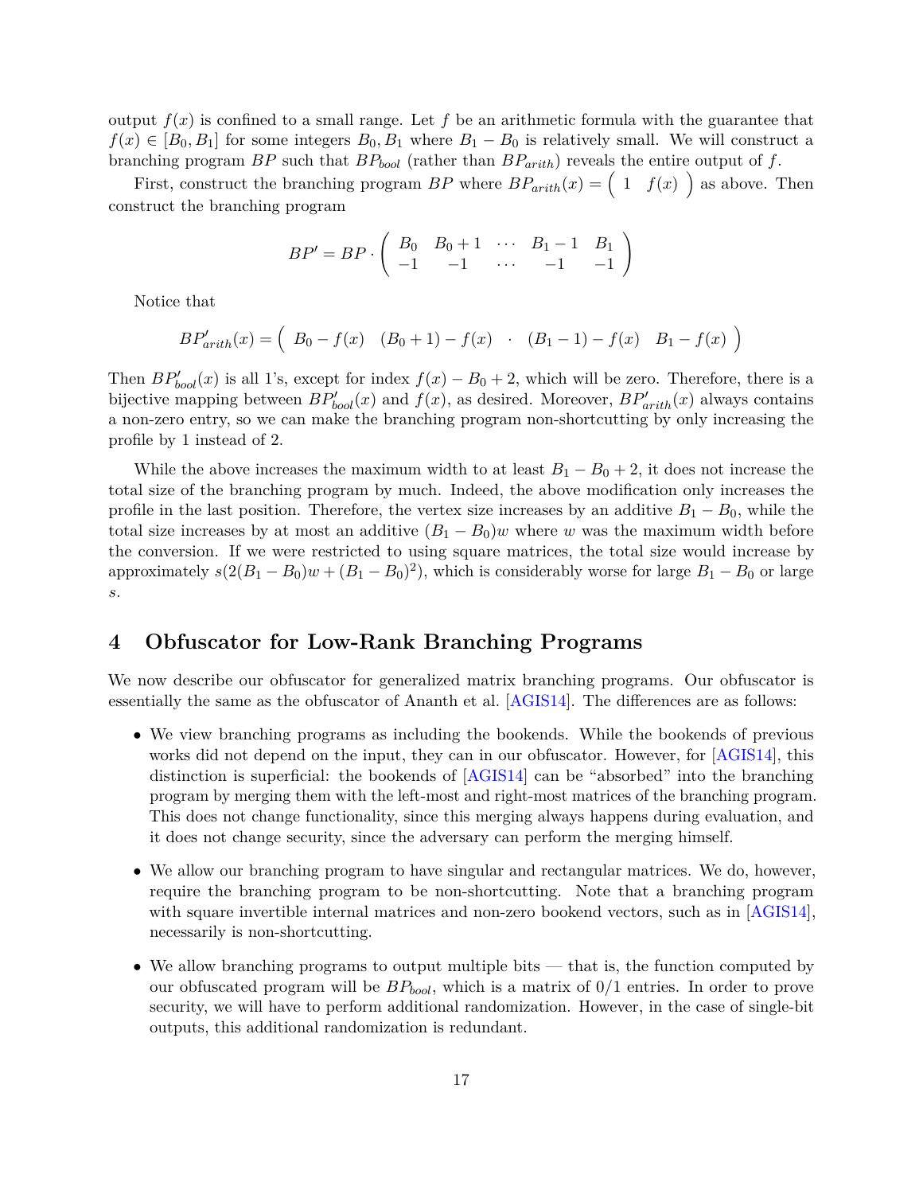output $f(x)$ is confined to a small range. Let $f$ be an arithmetic formula with the guarantee that $f(x) \in [B_0, B_1]$ for some integers $B_0, B_1$ where $B_1 - B_0$ is relatively small. We will construct a branching program $BP$ such that $BP_{bool}$ (rather than $BP_{arith}$) reveals the entire output of $f$.

First, construct the branching program $BP$ where $BP_{arith}(x) = \begin{pmatrix} 1 & f(x) \end{pmatrix}$ as above. Then construct the branching program

$$BP' = BP \cdot \begin{pmatrix} B_0 & B_0 + 1 & \cdots & B_1 - 1 & B_1 \\ -1 & -1 & \cdots & -1 & -1 \end{pmatrix}$$

Notice that

$$BP'_{arith}(x) = \begin{pmatrix} B_0 - f(x) & (B_0 + 1) - f(x) & \cdot & (B_1 - 1) - f(x) & B_1 - f(x) \end{pmatrix}$$

Then $BP'_{bool}(x)$ is all 1's, except for index $f(x) - B_0 + 2$, which will be zero. Therefore, there is a bijective mapping between $BP'_{bool}(x)$ and $f(x)$, as desired. Moreover, $BP'_{arith}(x)$ always contains a non-zero entry, so we can make the branching program non-shortcutting by only increasing the profile by 1 instead of 2.

While the above increases the maximum width to at least $B_1 - B_0 + 2$, it does not increase the total size of the branching program by much. Indeed, the above modification only increases the profile in the last position. Therefore, the vertex size increases by an additive $B_1 - B_0$, while the total size increases by at most an additive $(B_1 - B_0)w$ where $w$ was the maximum width before the conversion. If we were restricted to using square matrices, the total size would increase by approximately $s(2(B_1 - B_0)w + (B_1 - B_0)^2)$, which is considerably worse for large $B_1 - B_0$ or large $s$.

## 4 Obfuscator for Low-Rank Branching Programs

We now describe our obfuscator for generalized matrix branching programs. Our obfuscator is essentially the same as the obfuscator of Ananth et al. [AGIS14]. The differences are as follows:

- We view branching programs as including the bookends. While the bookends of previous works did not depend on the input, they can in our obfuscator. However, for [AGIS14], this distinction is superficial: the bookends of [AGIS14] can be "absorbed" into the branching program by merging them with the left-most and right-most matrices of the branching program. This does not change functionality, since this merging always happens during evaluation, and it does not change security, since the adversary can perform the merging himself.
- We allow our branching program to have singular and rectangular matrices. We do, however, require the branching program to be non-shortcutting. Note that a branching program with square invertible internal matrices and non-zero bookend vectors, such as in [AGIS14], necessarily is non-shortcutting.
- We allow branching programs to output multiple bits — that is, the function computed by our obfuscated program will be $BP_{bool}$, which is a matrix of 0/1 entries. In order to prove security, we will have to perform additional randomization. However, in the case of single-bit outputs, this additional randomization is redundant.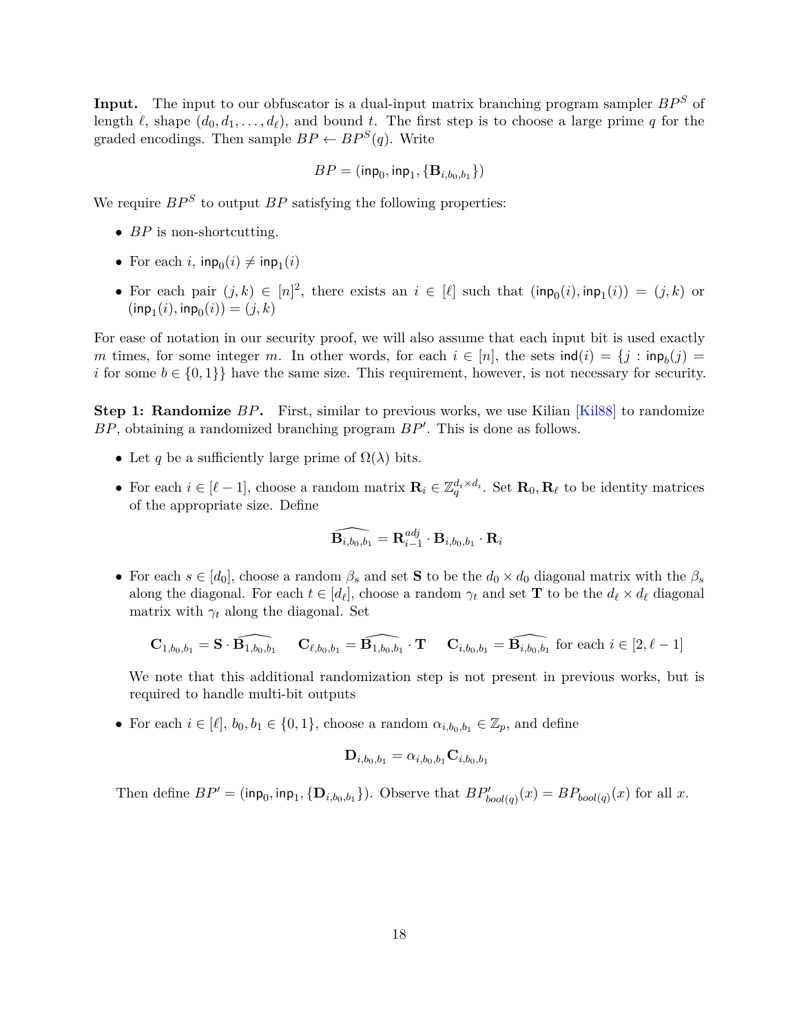**Input.** The input to our obfuscator is a dual-input matrix branching program sampler $BP^S$ of length $\ell$, shape $(d_0, d_1, \ldots, d_\ell)$, and bound $t$. The first step is to choose a large prime $q$ for the graded encodings. Then sample $BP \leftarrow BP^S(q)$. Write

$$BP = (\mathsf{inp}_0, \mathsf{inp}_1, \{\mathbf{B}_{i,b_0,b_1}\})$$

We require $BP^S$ to output $BP$ satisfying the following properties:

- $BP$ is non-shortcutting.
- For each $i$, $\mathsf{inp}_0(i) \neq \mathsf{inp}_1(i)$
- For each pair $(j,k) \in [n]^2$, there exists an $i \in [\ell]$ such that $(\mathsf{inp}_0(i), \mathsf{inp}_1(i)) = (j,k)$ or $(\mathsf{inp}_1(i), \mathsf{inp}_0(i)) = (j,k)$

For ease of notation in our security proof, we will also assume that each input bit is used exactly $m$ times, for some integer $m$. In other words, for each $i \in [n]$, the sets $\mathsf{ind}(i) = \{j : \mathsf{inp}_b(j) = i \text{ for some } b \in \{0,1\}\}$ have the same size. This requirement, however, is not necessary for security.

**Step 1: Randomize $BP$.** First, similar to previous works, we use Kilian [Kil88] to randomize $BP$, obtaining a randomized branching program $BP'$. This is done as follows.

- Let $q$ be a sufficiently large prime of $\Omega(\lambda)$ bits.
- For each $i \in [\ell - 1]$, choose a random matrix $\mathbf{R}_i \in \mathbb{Z}_q^{d_i \times d_i}$. Set $\mathbf{R}_0, \mathbf{R}_\ell$ to be identity matrices of the appropriate size. Define

$$\widehat{\mathbf{B}_{i,b_0,b_1}} = \mathbf{R}_{i-1}^{adj} \cdot \mathbf{B}_{i,b_0,b_1} \cdot \mathbf{R}_i$$

- For each $s \in [d_0]$, choose a random $\beta_s$ and set $\mathbf{S}$ to be the $d_0 \times d_0$ diagonal matrix with the $\beta_s$ along the diagonal. For each $t \in [d_\ell]$, choose a random $\gamma_t$ and set $\mathbf{T}$ to be the $d_\ell \times d_\ell$ diagonal matrix with $\gamma_t$ along the diagonal. Set

$$\mathbf{C}_{1,b_0,b_1} = \mathbf{S} \cdot \widehat{\mathbf{B}_{1,b_0,b_1}} \qquad \mathbf{C}_{\ell,b_0,b_1} = \widehat{\mathbf{B}_{1,b_0,b_1}} \cdot \mathbf{T} \qquad \mathbf{C}_{i,b_0,b_1} = \widehat{\mathbf{B}_{i,b_0,b_1}} \text{ for each } i \in [2, \ell - 1]$$

  We note that this additional randomization step is not present in previous works, but is required to handle multi-bit outputs

- For each $i \in [\ell]$, $b_0, b_1 \in \{0,1\}$, choose a random $\alpha_{i,b_0,b_1} \in \mathbb{Z}_p$, and define

$$\mathbf{D}_{i,b_0,b_1} = \alpha_{i,b_0,b_1} \mathbf{C}_{i,b_0,b_1}$$

Then define $BP' = (\mathsf{inp}_0, \mathsf{inp}_1, \{\mathbf{D}_{i,b_0,b_1}\})$. Observe that $BP'_{bool(q)}(x) = BP_{bool(q)}(x)$ for all $x$.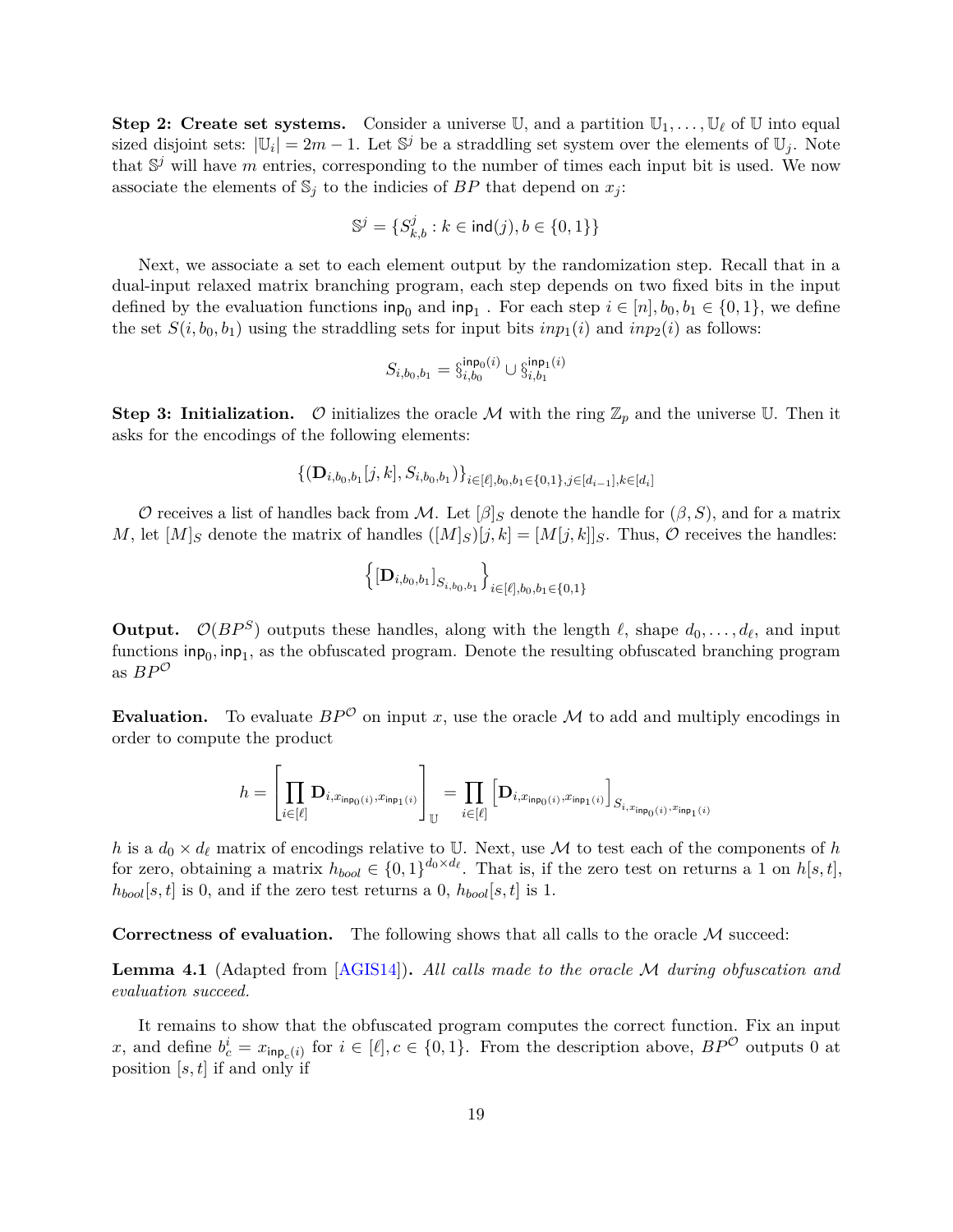**Step 2: Create set systems.** Consider a universe $\mathbb{U}$, and a partition $\mathbb{U}_1, \ldots, \mathbb{U}_\ell$ of $\mathbb{U}$ into equal sized disjoint sets: $|\mathbb{U}_i| = 2m - 1$. Let $\mathbb{S}^j$ be a straddling set system over the elements of $\mathbb{U}_j$. Note that $\mathbb{S}^j$ will have $m$ entries, corresponding to the number of times each input bit is used. We now associate the elements of $\mathbb{S}_j$ to the indicies of $BP$ that depend on $x_j$:

$$\mathbb{S}^j = \{S^j_{k,b} : k \in \mathsf{ind}(j), b \in \{0,1\}\}$$

Next, we associate a set to each element output by the randomization step. Recall that in a dual-input relaxed matrix branching program, each step depends on two fixed bits in the input defined by the evaluation functions $\mathsf{inp}_0$ and $\mathsf{inp}_1$ . For each step $i \in [n], b_0, b_1 \in \{0,1\}$, we define the set $S(i, b_0, b_1)$ using the straddling sets for input bits $inp_1(i)$ and $inp_2(i)$ as follows:

$$S_{i,b_0,b_1} = \S^{\mathsf{inp}_0(i)}_{i,b_0} \cup \S^{\mathsf{inp}_1(i)}_{i,b_1}$$

**Step 3: Initialization.** $\mathcal{O}$ initializes the oracle $\mathcal{M}$ with the ring $\mathbb{Z}_p$ and the universe $\mathbb{U}$. Then it asks for the encodings of the following elements:

$$\{(\mathbf{D}_{i,b_0,b_1}[j,k], S_{i,b_0,b_1})\}_{i\in[\ell], b_0,b_1\in\{0,1\}, j\in[d_{i-1}], k\in[d_i]}$$

$\mathcal{O}$ receives a list of handles back from $\mathcal{M}$. Let $[\beta]_S$ denote the handle for $(\beta, S)$, and for a matrix $M$, let $[M]_S$ denote the matrix of handles $([M]_S)[j,k] = [M[j,k]]_S$. Thus, $\mathcal{O}$ receives the handles:

$$\left\{[\mathbf{D}_{i,b_0,b_1}]_{S_{i,b_0,b_1}}\right\}_{i\in[\ell], b_0,b_1\in\{0,1\}}$$

**Output.** $\mathcal{O}(BP^S)$ outputs these handles, along with the length $\ell$, shape $d_0, \ldots, d_\ell$, and input functions $\mathsf{inp}_0, \mathsf{inp}_1$, as the obfuscated program. Denote the resulting obfuscated branching program as $BP^{\mathcal{O}}$

**Evaluation.** To evaluate $BP^{\mathcal{O}}$ on input $x$, use the oracle $\mathcal{M}$ to add and multiply encodings in order to compute the product

$$h = \left[\prod_{i\in[\ell]} \mathbf{D}_{i, x_{\mathsf{inp}_0(i)}, x_{\mathsf{inp}_1(i)}}\right]_{\mathbb{U}} = \prod_{i\in[\ell]} \left[\mathbf{D}_{i, x_{\mathsf{inp}_0(i)}, x_{\mathsf{inp}_1(i)}}\right]_{S_{i, x_{\mathsf{inp}_0(i)}, x_{\mathsf{inp}_1(i)}}}$$

$h$ is a $d_0 \times d_\ell$ matrix of encodings relative to $\mathbb{U}$. Next, use $\mathcal{M}$ to test each of the components of $h$ for zero, obtaining a matrix $h_{bool} \in \{0,1\}^{d_0 \times d_\ell}$. That is, if the zero test on returns a 1 on $h[s,t]$, $h_{bool}[s,t]$ is 0, and if the zero test returns a 0, $h_{bool}[s,t]$ is 1.

**Correctness of evaluation.** The following shows that all calls to the oracle $\mathcal{M}$ succeed:

**Lemma 4.1** (Adapted from [AGIS14]). *All calls made to the oracle $\mathcal{M}$ during obfuscation and evaluation succeed.*

It remains to show that the obfuscated program computes the correct function. Fix an input $x$, and define $b^i_c = x_{\mathsf{inp}_c(i)}$ for $i \in [\ell], c \in \{0,1\}$. From the description above, $BP^{\mathcal{O}}$ outputs 0 at position $[s,t]$ if and only if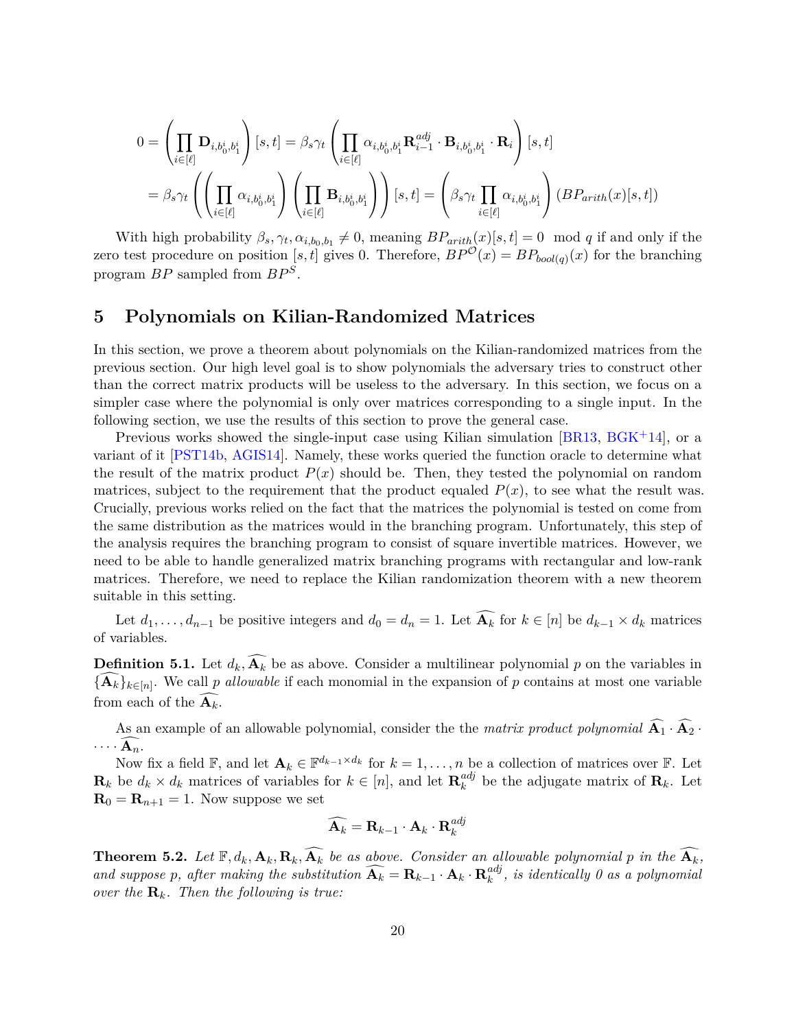$$0 = \left(\prod_{i\in[\ell]} \mathbf{D}_{i,b_0^i,b_1^i}\right)[s,t] = \beta_s\gamma_t \left(\prod_{i\in[\ell]} \alpha_{i,b_0^i,b_1^i} \mathbf{R}_{i-1}^{adj} \cdot \mathbf{B}_{i,b_0^i,b_1^i} \cdot \mathbf{R}_i\right)[s,t]$$

$$= \beta_s\gamma_t \left(\left(\prod_{i\in[\ell]} \alpha_{i,b_0^i,b_1^i}\right)\left(\prod_{i\in[\ell]} \mathbf{B}_{i,b_0^i,b_1^i}\right)\right)[s,t] = \left(\beta_s\gamma_t \prod_{i\in[\ell]} \alpha_{i,b_0^i,b_1^i}\right)(BP_{arith}(x)[s,t])$$

With high probability $\beta_s, \gamma_t, \alpha_{i,b_0,b_1} \neq 0$, meaning $BP_{arith}(x)[s,t] = 0 \mod q$ if and only if the zero test procedure on position $[s,t]$ gives 0. Therefore, $BP^{\mathcal{O}}(x) = BP_{bool(q)}(x)$ for the branching program $BP$ sampled from $BP^S$.

## 5 Polynomials on Kilian-Randomized Matrices

In this section, we prove a theorem about polynomials on the Kilian-randomized matrices from the previous section. Our high level goal is to show polynomials the adversary tries to construct other than the correct matrix products will be useless to the adversary. In this section, we focus on a simpler case where the polynomial is only over matrices corresponding to a single input. In the following section, we use the results of this section to prove the general case.

Previous works showed the single-input case using Kilian simulation [BR13, BGK+14], or a variant of it [PST14b, AGIS14]. Namely, these works queried the function oracle to determine what the result of the matrix product $P(x)$ should be. Then, they tested the polynomial on random matrices, subject to the requirement that the product equaled $P(x)$, to see what the result was. Crucially, previous works relied on the fact that the matrices the polynomial is tested on come from the same distribution as the matrices would in the branching program. Unfortunately, this step of the analysis requires the branching program to consist of square invertible matrices. However, we need to be able to handle generalized matrix branching programs with rectangular and low-rank matrices. Therefore, we need to replace the Kilian randomization theorem with a new theorem suitable in this setting.

Let $d_1, \dots, d_{n-1}$ be positive integers and $d_0 = d_n = 1$. Let $\widehat{\mathbf{A}_k}$ for $k \in [n]$ be $d_{k-1} \times d_k$ matrices of variables.

**Definition 5.1.** Let $d_k, \widehat{\mathbf{A}_k}$ be as above. Consider a multilinear polynomial $p$ on the variables in $\{\widehat{\mathbf{A}_k}\}_{k\in[n]}$. We call $p$ *allowable* if each monomial in the expansion of $p$ contains at most one variable from each of the $\widehat{\mathbf{A}_k}$.

As an example of an allowable polynomial, consider the the *matrix product polynomial* $\widehat{\mathbf{A}_1} \cdot \widehat{\mathbf{A}_2} \cdot \dots \cdot \widehat{\mathbf{A}_n}$.

Now fix a field $\mathbb{F}$, and let $\mathbf{A}_k \in \mathbb{F}^{d_{k-1}\times d_k}$ for $k = 1, \dots, n$ be a collection of matrices over $\mathbb{F}$. Let $\mathbf{R}_k$ be $d_k \times d_k$ matrices of variables for $k \in [n]$, and let $\mathbf{R}_k^{adj}$ be the adjugate matrix of $\mathbf{R}_k$. Let $\mathbf{R}_0 = \mathbf{R}_{n+1} = 1$. Now suppose we set

$$\widehat{\mathbf{A}_k} = \mathbf{R}_{k-1} \cdot \mathbf{A}_k \cdot \mathbf{R}_k^{adj}$$

**Theorem 5.2.** *Let $\mathbb{F}, d_k, \mathbf{A}_k, \mathbf{R}_k, \widehat{\mathbf{A}_k}$ be as above. Consider an allowable polynomial $p$ in the $\widehat{\mathbf{A}_k}$, and suppose $p$, after making the substitution $\widehat{\mathbf{A}_k} = \mathbf{R}_{k-1} \cdot \mathbf{A}_k \cdot \mathbf{R}_k^{adj}$, is identically 0 as a polynomial over the $\mathbf{R}_k$. Then the following is true:*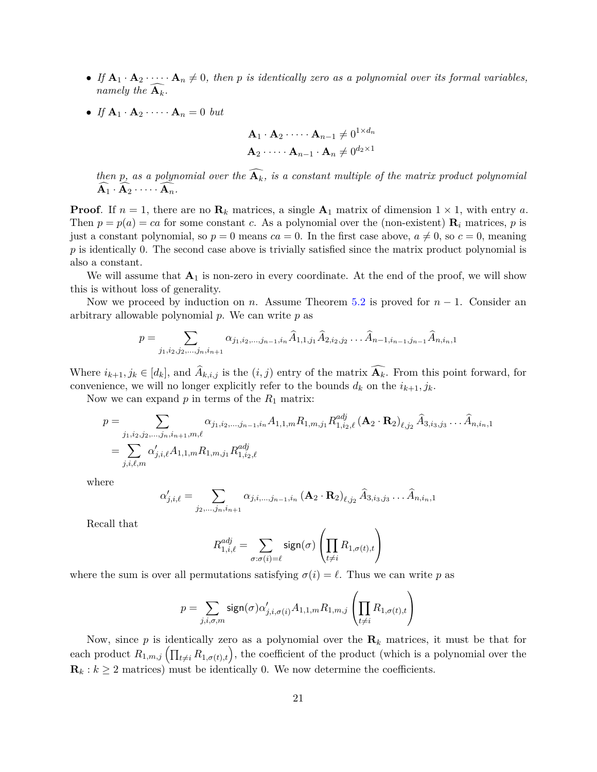- *If $\mathbf{A}_1 \cdot \mathbf{A}_2 \cdot \dots \cdot \mathbf{A}_n \neq 0$, then $p$ is identically zero as a polynomial over its formal variables, namely the $\widehat{\mathbf{A}_k}$.*
- *If $\mathbf{A}_1 \cdot \mathbf{A}_2 \cdot \dots \cdot \mathbf{A}_n = 0$ but*

$$\mathbf{A}_1 \cdot \mathbf{A}_2 \cdot \dots \cdot \mathbf{A}_{n-1} \neq 0^{1 \times d_n}$$
$$\mathbf{A}_2 \cdot \dots \cdot \mathbf{A}_{n-1} \cdot \mathbf{A}_n \neq 0^{d_2 \times 1}$$

*then $p$, as a polynomial over the $\widehat{\mathbf{A}_k}$, is a constant multiple of the matrix product polynomial $\widehat{\mathbf{A}_1} \cdot \widehat{\mathbf{A}_2} \cdot \dots \cdot \widehat{\mathbf{A}_n}$.*

**Proof**. If $n = 1$, there are no $\mathbf{R}_k$ matrices, a single $\mathbf{A}_1$ matrix of dimension $1 \times 1$, with entry $a$. Then $p = p(a) = ca$ for some constant $c$. As a polynomial over the (non-existent) $\mathbf{R}_i$ matrices, $p$ is just a constant polynomial, so $p = 0$ means $ca = 0$. In the first case above, $a \neq 0$, so $c = 0$, meaning $p$ is identically 0. The second case above is trivially satisfied since the matrix product polynomial is also a constant.

We will assume that $\mathbf{A}_1$ is non-zero in every coordinate. At the end of the proof, we will show this is without loss of generality.

Now we proceed by induction on $n$. Assume Theorem 5.2 is proved for $n - 1$. Consider an arbitrary allowable polynomial $p$. We can write $p$ as

$$p = \sum_{j_1, i_2, j_2, \dots, j_n, i_{n+1}} \alpha_{j_1, i_2, \dots, j_{n-1}, i_n} \widehat{A}_{1,1,j_1} \widehat{A}_{2,i_2,j_2} \dots \widehat{A}_{n-1,i_{n-1},j_{n-1}} \widehat{A}_{n,i_n,1}$$

Where $i_{k+1}, j_k \in [d_k]$, and $\widehat{A}_{k,i,j}$ is the $(i, j)$ entry of the matrix $\widehat{\mathbf{A}_k}$. From this point forward, for convenience, we will no longer explicitly refer to the bounds $d_k$ on the $i_{k+1}, j_k$.

Now we can expand $p$ in terms of the $R_1$ matrix:

$$\begin{aligned}
p &= \sum_{j_1, i_2, j_2, \dots, j_n, i_{n+1}, m, \ell} \alpha_{j_1, i_2, \dots, j_{n-1}, i_n} A_{1,1,m} R_{1,m,j_1} R^{adj}_{1,i_2,\ell} \left(\mathbf{A}_2 \cdot \mathbf{R}_2\right)_{\ell, j_2} \widehat{A}_{3,i_3,j_3} \dots \widehat{A}_{n,i_n,1} \\
&= \sum_{j,i,\ell,m} \alpha'_{j,i,\ell} A_{1,1,m} R_{1,m,j_1} R^{adj}_{1,i_2,\ell}
\end{aligned}$$

where

$$\alpha'_{j,i,\ell} = \sum_{j_2, \dots, j_n, i_{n+1}} \alpha_{j,i,\dots,j_{n-1},i_n} \left(\mathbf{A}_2 \cdot \mathbf{R}_2\right)_{\ell, j_2} \widehat{A}_{3,i_3,j_3} \dots \widehat{A}_{n,i_n,1}$$

Recall that

$$R^{adj}_{1,i,\ell} = \sum_{\sigma : \sigma(i) = \ell} \mathsf{sign}(\sigma) \left( \prod_{t \neq i} R_{1,\sigma(t),t} \right)$$

where the sum is over all permutations satisfying $\sigma(i) = \ell$. Thus we can write $p$ as

$$p = \sum_{j,i,\sigma,m} \mathsf{sign}(\sigma) \alpha'_{j,i,\sigma(i)} A_{1,1,m} R_{1,m,j} \left( \prod_{t \neq i} R_{1,\sigma(t),t} \right)$$

Now, since $p$ is identically zero as a polynomial over the $\mathbf{R}_k$ matrices, it must be that for each product $R_{1,m,j} \left( \prod_{t \neq i} R_{1,\sigma(t),t} \right)$, the coefficient of the product (which is a polynomial over the $\mathbf{R}_k : k \geq 2$ matrices) must be identically 0. We now determine the coefficients.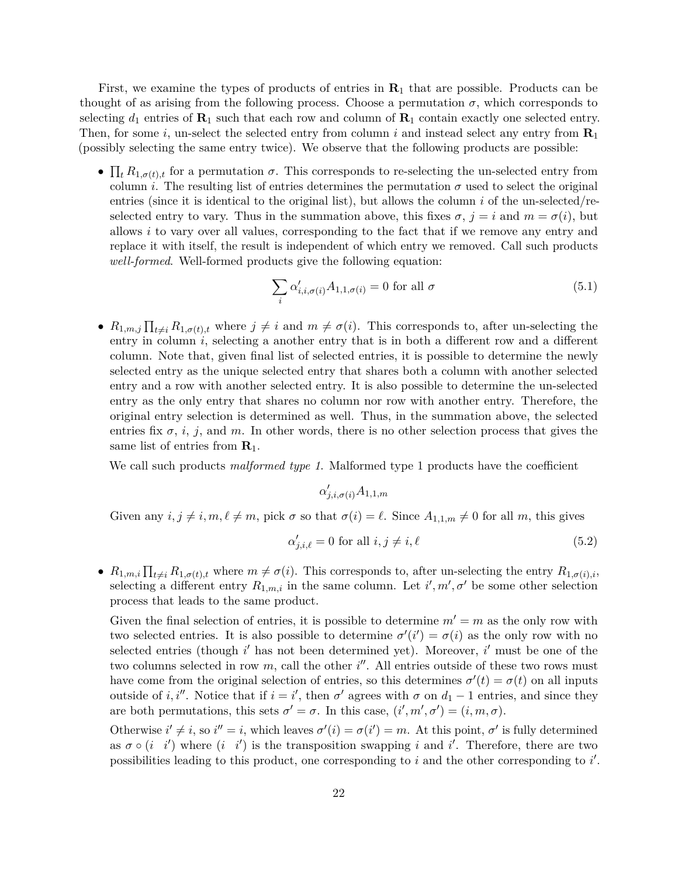First, we examine the types of products of entries in $\mathbf{R}_1$ that are possible. Products can be thought of as arising from the following process. Choose a permutation $\sigma$, which corresponds to selecting $d_1$ entries of $\mathbf{R}_1$ such that each row and column of $\mathbf{R}_1$ contain exactly one selected entry. Then, for some $i$, un-select the selected entry from column $i$ and instead select any entry from $\mathbf{R}_1$ (possibly selecting the same entry twice). We observe that the following products are possible:

- $\prod_t R_{1,\sigma(t),t}$ for a permutation $\sigma$. This corresponds to re-selecting the un-selected entry from column $i$. The resulting list of entries determines the permutation $\sigma$ used to select the original entries (since it is identical to the original list), but allows the column $i$ of the un-selected/re-selected entry to vary. Thus in the summation above, this fixes $\sigma$, $j = i$ and $m = \sigma(i)$, but allows $i$ to vary over all values, corresponding to the fact that if we remove any entry and replace it with itself, the result is independent of which entry we removed. Call such products *well-formed*. Well-formed products give the following equation:

$$\sum_i \alpha'_{i,i,\sigma(i)} A_{1,1,\sigma(i)} = 0 \text{ for all } \sigma \tag{5.1}$$

- $R_{1,m,j} \prod_{t \neq i} R_{1,\sigma(t),t}$ where $j \neq i$ and $m \neq \sigma(i)$. This corresponds to, after un-selecting the entry in column $i$, selecting a another entry that is in both a different row and a different column. Note that, given final list of selected entries, it is possible to determine the newly selected entry as the unique selected entry that shares both a column with another selected entry and a row with another selected entry. It is also possible to determine the un-selected entry as the only entry that shares no column nor row with another entry. Therefore, the original entry selection is determined as well. Thus, in the summation above, the selected entries fix $\sigma$, $i$, $j$, and $m$. In other words, there is no other selection process that gives the same list of entries from $\mathbf{R}_1$.

  We call such products *malformed type 1.* Malformed type 1 products have the coefficient

$$\alpha'_{j,i,\sigma(i)} A_{1,1,m}$$

  Given any $i, j \neq i, m, \ell \neq m$, pick $\sigma$ so that $\sigma(i) = \ell$. Since $A_{1,1,m} \neq 0$ for all $m$, this gives

$$\alpha'_{j,i,\ell} = 0 \text{ for all } i, j \neq i, \ell \tag{5.2}$$

- $R_{1,m,i} \prod_{t \neq i} R_{1,\sigma(t),t}$ where $m \neq \sigma(i)$. This corresponds to, after un-selecting the entry $R_{1,\sigma(i),i}$, selecting a different entry $R_{1,m,i}$ in the same column. Let $i', m', \sigma'$ be some other selection process that leads to the same product.

  Given the final selection of entries, it is possible to determine $m' = m$ as the only row with two selected entries. It is also possible to determine $\sigma'(i') = \sigma(i)$ as the only row with no selected entries (though $i'$ has not been determined yet). Moreover, $i'$ must be one of the two columns selected in row $m$, call the other $i''$. All entries outside of these two rows must have come from the original selection of entries, so this determines $\sigma'(t) = \sigma(t)$ on all inputs outside of $i, i''$. Notice that if $i = i'$, then $\sigma'$ agrees with $\sigma$ on $d_1 - 1$ entries, and since they are both permutations, this sets $\sigma' = \sigma$. In this case, $(i', m', \sigma') = (i, m, \sigma)$.

  Otherwise $i' \neq i$, so $i'' = i$, which leaves $\sigma'(i) = \sigma(i') = m$. At this point, $\sigma'$ is fully determined as $\sigma \circ (i \quad i')$ where $(i \quad i')$ is the transposition swapping $i$ and $i'$. Therefore, there are two possibilities leading to this product, one corresponding to $i$ and the other corresponding to $i'$.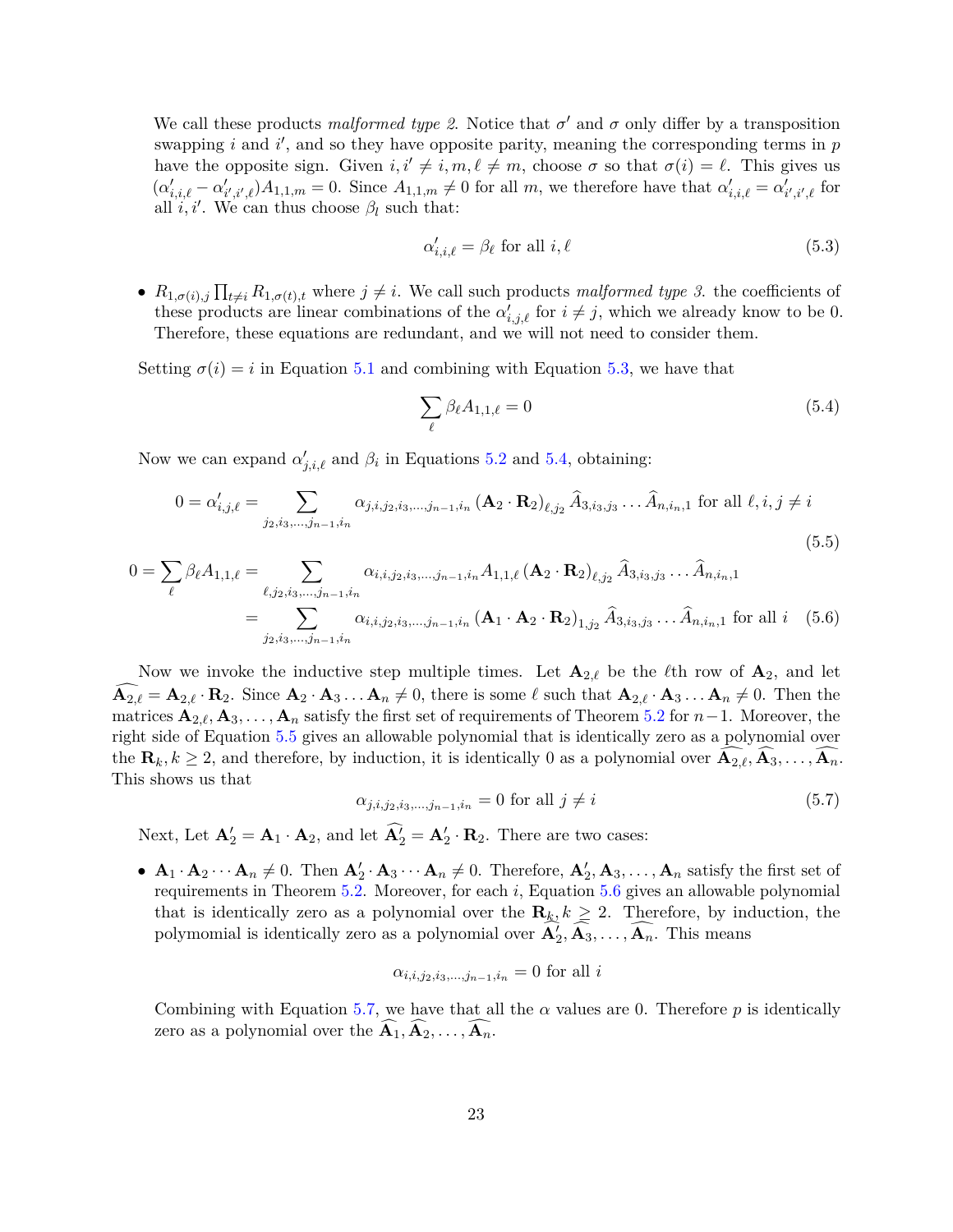We call these products *malformed type 2*. Notice that $\sigma'$ and $\sigma$ only differ by a transposition swapping $i$ and $i'$, and so they have opposite parity, meaning the corresponding terms in $p$ have the opposite sign. Given $i, i' \neq i, m, \ell \neq m$, choose $\sigma$ so that $\sigma(i) = \ell$. This gives us $(\alpha'_{i,i,\ell} - \alpha'_{i',i',\ell})A_{1,1,m} = 0$. Since $A_{1,1,m} \neq 0$ for all $m$, we therefore have that $\alpha'_{i,i,\ell} = \alpha'_{i',i',\ell}$ for all $i, i'$. We can thus choose $\beta_l$ such that:

$$\alpha'_{i,i,\ell} = \beta_\ell \text{ for all } i, \ell \tag{5.3}$$

- $R_{1,\sigma(i),j} \prod_{t \neq i} R_{1,\sigma(t),t}$ where $j \neq i$. We call such products *malformed type 3*. the coefficients of these products are linear combinations of the $\alpha'_{i,j,\ell}$ for $i \neq j$, which we already know to be 0. Therefore, these equations are redundant, and we will not need to consider them.

Setting $\sigma(i) = i$ in Equation 5.1 and combining with Equation 5.3, we have that

$$\sum_\ell \beta_\ell A_{1,1,\ell} = 0 \tag{5.4}$$

Now we can expand $\alpha'_{j,i,\ell}$ and $\beta_i$ in Equations 5.2 and 5.4, obtaining:

$$0 = \alpha'_{i,j,\ell} = \sum_{j_2, i_3, \ldots, j_{n-1}, i_n} \alpha_{j,i,j_2,i_3,\ldots,j_{n-1},i_n} \left(\mathbf{A}_2 \cdot \mathbf{R}_2\right)_{\ell,j_2} \widehat{A}_{3,i_3,j_3} \ldots \widehat{A}_{n,i_n,1} \text{ for all } \ell, i, j \neq i \tag{5.5}$$

$$\begin{aligned} 0 = \sum_\ell \beta_\ell A_{1,1,\ell} &= \sum_{\ell, j_2, i_3, \ldots, j_{n-1}, i_n} \alpha_{i,i,j_2,i_3,\ldots,j_{n-1},i_n} A_{1,1,\ell} \left(\mathbf{A}_2 \cdot \mathbf{R}_2\right)_{\ell,j_2} \widehat{A}_{3,i_3,j_3} \ldots \widehat{A}_{n,i_n,1} \\ &= \sum_{j_2, i_3, \ldots, j_{n-1}, i_n} \alpha_{i,i,j_2,i_3,\ldots,j_{n-1},i_n} \left(\mathbf{A}_1 \cdot \mathbf{A}_2 \cdot \mathbf{R}_2\right)_{1,j_2} \widehat{A}_{3,i_3,j_3} \ldots \widehat{A}_{n,i_n,1} \text{ for all } i \end{aligned} \tag{5.6}$$

Now we invoke the inductive step multiple times. Let $\mathbf{A}_{2,\ell}$ be the $\ell$th row of $\mathbf{A}_2$, and let $\widehat{\mathbf{A}_{2,\ell}} = \mathbf{A}_{2,\ell} \cdot \mathbf{R}_2$. Since $\mathbf{A}_2 \cdot \mathbf{A}_3 \ldots \mathbf{A}_n \neq 0$, there is some $\ell$ such that $\mathbf{A}_{2,\ell} \cdot \mathbf{A}_3 \ldots \mathbf{A}_n \neq 0$. Then the matrices $\mathbf{A}_{2,\ell}, \mathbf{A}_3, \ldots, \mathbf{A}_n$ satisfy the first set of requirements of Theorem 5.2 for $n-1$. Moreover, the right side of Equation 5.5 gives an allowable polynomial that is identically zero as a polynomial over the $\mathbf{R}_k, k \geq 2$, and therefore, by induction, it is identically 0 as a polynomial over $\widehat{\mathbf{A}_{2,\ell}}, \widehat{\mathbf{A}_3}, \ldots, \widehat{\mathbf{A}_n}$. This shows us that

$$\alpha_{j,i,j_2,i_3,\ldots,j_{n-1},i_n} = 0 \text{ for all } j \neq i \tag{5.7}$$

Next, Let $\mathbf{A}'_2 = \mathbf{A}_1 \cdot \mathbf{A}_2$, and let $\widehat{\mathbf{A}'_2} = \mathbf{A}'_2 \cdot \mathbf{R}_2$. There are two cases:

- $\mathbf{A}_1 \cdot \mathbf{A}_2 \cdots \mathbf{A}_n \neq 0$. Then $\mathbf{A}'_2 \cdot \mathbf{A}_3 \cdots \mathbf{A}_n \neq 0$. Therefore, $\mathbf{A}'_2, \mathbf{A}_3, \ldots, \mathbf{A}_n$ satisfy the first set of requirements in Theorem 5.2. Moreover, for each $i$, Equation 5.6 gives an allowable polynomial that is identically zero as a polynomial over the $\mathbf{R}_k, k \geq 2$. Therefore, by induction, the polymomial is identically zero as a polynomial over $\widehat{\mathbf{A}'_2}, \widehat{\mathbf{A}_3}, \ldots, \widehat{\mathbf{A}_n}$. This means

  $$\alpha_{i,i,j_2,i_3,\ldots,j_{n-1},i_n} = 0 \text{ for all } i$$

  Combining with Equation 5.7, we have that all the $\alpha$ values are 0. Therefore $p$ is identically zero as a polynomial over the $\widehat{\mathbf{A}_1}, \widehat{\mathbf{A}_2}, \ldots, \widehat{\mathbf{A}_n}$.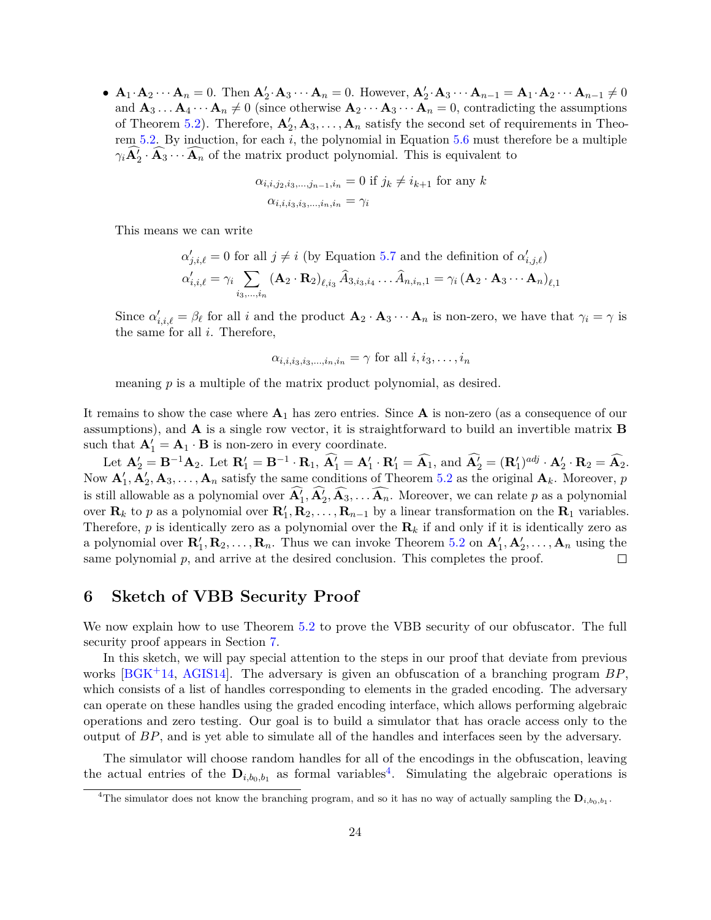- $\mathbf{A}_1 \cdot \mathbf{A}_2 \cdots \mathbf{A}_n = 0$. Then $\mathbf{A}_2' \cdot \mathbf{A}_3 \cdots \mathbf{A}_n = 0$. However, $\mathbf{A}_2' \cdot \mathbf{A}_3 \cdots \mathbf{A}_{n-1} = \mathbf{A}_1 \cdot \mathbf{A}_2 \cdots \mathbf{A}_{n-1} \neq 0$ and $\mathbf{A}_3 \ldots \mathbf{A}_4 \cdots \mathbf{A}_n \neq 0$ (since otherwise $\mathbf{A}_2 \cdots \mathbf{A}_3 \cdots \mathbf{A}_n = 0$, contradicting the assumptions of Theorem 5.2). Therefore, $\mathbf{A}_2', \mathbf{A}_3, \ldots, \mathbf{A}_n$ satisfy the second set of requirements in Theorem 5.2. By induction, for each $i$, the polynomial in Equation 5.6 must therefore be a multiple $\gamma_i \widehat{\mathbf{A}_2'} \cdot \widehat{\mathbf{A}_3} \cdots \widehat{\mathbf{A}_n}$ of the matrix product polynomial. This is equivalent to

  $$\alpha_{i,i,j_2,i_3,\ldots,j_{n-1},i_n} = 0 \text{ if } j_k \neq i_{k+1} \text{ for any } k$$
  $$\alpha_{i,i,i_3,i_3,\ldots,i_n,i_n} = \gamma_i$$

  This means we can write

  $$\alpha'_{j,i,\ell} = 0 \text{ for all } j \neq i \text{ (by Equation 5.7 and the definition of } \alpha'_{i,j,\ell})$$
  $$\alpha'_{i,i,\ell} = \gamma_i \sum_{i_3,\ldots,i_n} (\mathbf{A}_2 \cdot \mathbf{R}_2)_{\ell,i_3} \widehat{A}_{3,i_3,i_4} \ldots \widehat{A}_{n,i_n,1} = \gamma_i \left(\mathbf{A}_2 \cdot \mathbf{A}_3 \cdots \mathbf{A}_n\right)_{\ell,1}$$

  Since $\alpha'_{i,i,\ell} = \beta_\ell$ for all $i$ and the product $\mathbf{A}_2 \cdot \mathbf{A}_3 \cdots \mathbf{A}_n$ is non-zero, we have that $\gamma_i = \gamma$ is the same for all $i$. Therefore,

  $$\alpha_{i,i,i_3,i_3,\ldots,i_n,i_n} = \gamma \text{ for all } i, i_3, \ldots, i_n$$

  meaning $p$ is a multiple of the matrix product polynomial, as desired.

It remains to show the case where $\mathbf{A}_1$ has zero entries. Since $\mathbf{A}$ is non-zero (as a consequence of our assumptions), and $\mathbf{A}$ is a single row vector, it is straightforward to build an invertible matrix $\mathbf{B}$ such that $\mathbf{A}_1' = \mathbf{A}_1 \cdot \mathbf{B}$ is non-zero in every coordinate.

Let $\mathbf{A}_2' = \mathbf{B}^{-1}\mathbf{A}_2$. Let $\mathbf{R}_1' = \mathbf{B}^{-1} \cdot \mathbf{R}_1$, $\widehat{\mathbf{A}_1'} = \mathbf{A}_1' \cdot \mathbf{R}_1' = \widehat{\mathbf{A}_1}$, and $\widehat{\mathbf{A}_2'} = (\mathbf{R}_1')^{adj} \cdot \mathbf{A}_2' \cdot \mathbf{R}_2 = \widehat{\mathbf{A}_2}$. Now $\mathbf{A}_1', \mathbf{A}_2', \mathbf{A}_3, \ldots, \mathbf{A}_n$ satisfy the same conditions of Theorem 5.2 as the original $\mathbf{A}_k$. Moreover, $p$ is still allowable as a polynomial over $\widehat{\mathbf{A}_1'}, \widehat{\mathbf{A}_2'}, \widehat{\mathbf{A}_3}, \ldots \widehat{\mathbf{A}_n}$. Moreover, we can relate $p$ as a polynomial over $\mathbf{R}_k$ to $p$ as a polynomial over $\mathbf{R}_1', \mathbf{R}_2, \ldots, \mathbf{R}_{n-1}$ by a linear transformation on the $\mathbf{R}_1$ variables. Therefore, $p$ is identically zero as a polynomial over the $\mathbf{R}_k$ if and only if it is identically zero as a polynomial over $\mathbf{R}_1', \mathbf{R}_2, \ldots, \mathbf{R}_n$. Thus we can invoke Theorem 5.2 on $\mathbf{A}_1', \mathbf{A}_2', \ldots, \mathbf{A}_n$ using the same polynomial $p$, and arrive at the desired conclusion. This completes the proof. □

# 6 Sketch of VBB Security Proof

We now explain how to use Theorem 5.2 to prove the VBB security of our obfuscator. The full security proof appears in Section 7.

In this sketch, we will pay special attention to the steps in our proof that deviate from previous works [BGK+14, AGIS14]. The adversary is given an obfuscation of a branching program $BP$, which consists of a list of handles corresponding to elements in the graded encoding. The adversary can operate on these handles using the graded encoding interface, which allows performing algebraic operations and zero testing. Our goal is to build a simulator that has oracle access only to the output of $BP$, and is yet able to simulate all of the handles and interfaces seen by the adversary.

The simulator will choose random handles for all of the encodings in the obfuscation, leaving the actual entries of the $\mathbf{D}_{i,b_0,b_1}$ as formal variables[4]. Simulating the algebraic operations is

[4] The simulator does not know the branching program, and so it has no way of actually sampling the $\mathbf{D}_{i,b_0,b_1}$.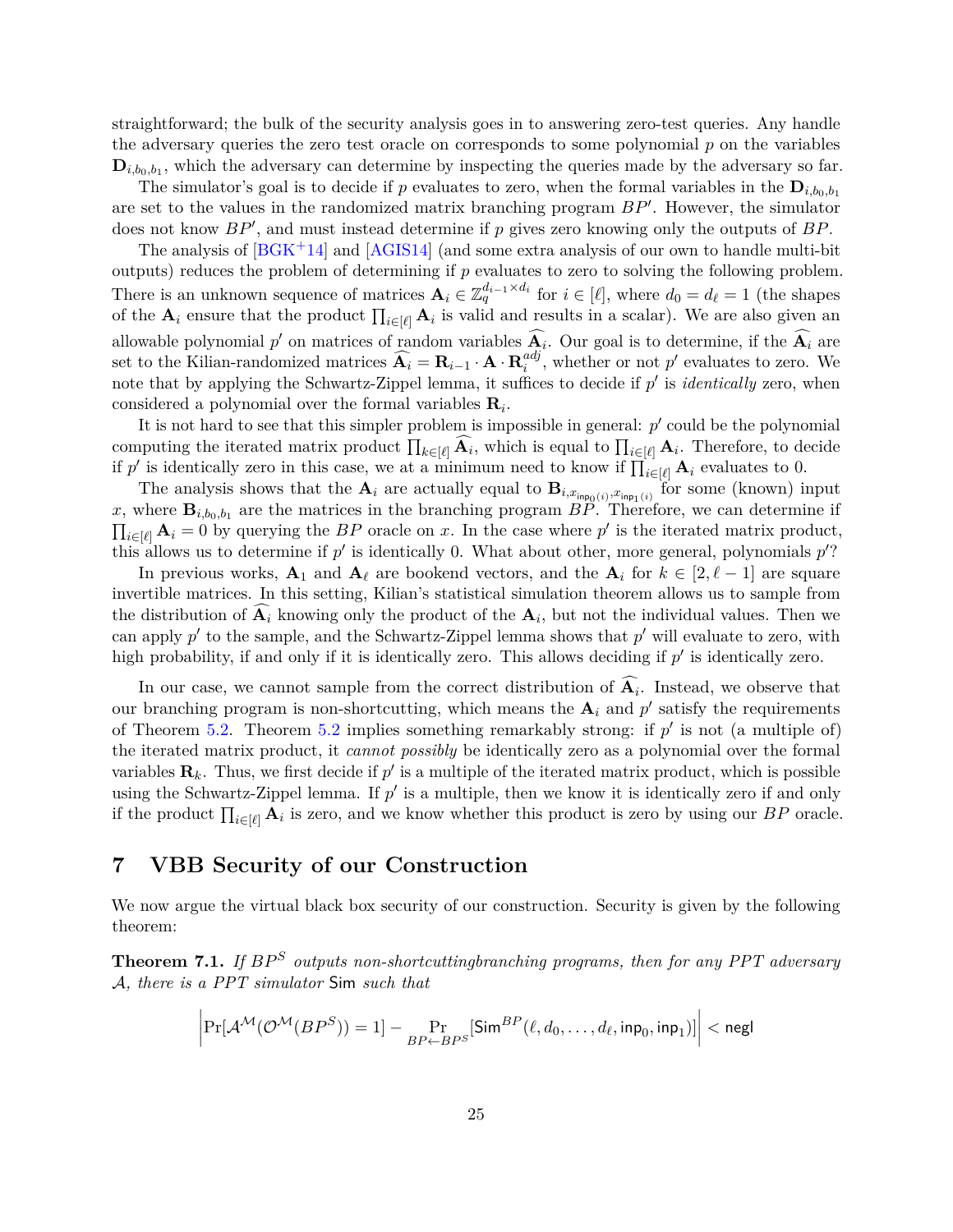straightforward; the bulk of the security analysis goes in to answering zero-test queries. Any handle the adversary queries the zero test oracle on corresponds to some polynomial $p$ on the variables $\mathbf{D}_{i,b_0,b_1}$, which the adversary can determine by inspecting the queries made by the adversary so far.

The simulator's goal is to decide if $p$ evaluates to zero, when the formal variables in the $\mathbf{D}_{i,b_0,b_1}$ are set to the values in the randomized matrix branching program $BP'$. However, the simulator does not know $BP'$, and must instead determine if $p$ gives zero knowing only the outputs of $BP$.

The analysis of [BGK+14] and [AGIS14] (and some extra analysis of our own to handle multi-bit outputs) reduces the problem of determining if $p$ evaluates to zero to solving the following problem. There is an unknown sequence of matrices $\mathbf{A}_i \in \mathbb{Z}_q^{d_{i-1}\times d_i}$ for $i \in [\ell]$, where $d_0 = d_\ell = 1$ (the shapes of the $\mathbf{A}_i$ ensure that the product $\prod_{i\in[\ell]} \mathbf{A}_i$ is valid and results in a scalar). We are also given an allowable polynomial $p'$ on matrices of random variables $\widehat{\mathbf{A}_i}$. Our goal is to determine, if the $\widehat{\mathbf{A}_i}$ are set to the Kilian-randomized matrices $\widehat{\mathbf{A}_i} = \mathbf{R}_{i-1} \cdot \mathbf{A} \cdot \mathbf{R}_i^{adj}$, whether or not $p'$ evaluates to zero. We note that by applying the Schwartz-Zippel lemma, it suffices to decide if $p'$ is *identically* zero, when considered a polynomial over the formal variables $\mathbf{R}_i$.

It is not hard to see that this simpler problem is impossible in general: $p'$ could be the polynomial computing the iterated matrix product $\prod_{k\in[\ell]} \widehat{\mathbf{A}}_i$, which is equal to $\prod_{i\in[\ell]} \mathbf{A}_i$. Therefore, to decide if $p'$ is identically zero in this case, we at a minimum need to know if $\prod_{i\in[\ell]} \mathbf{A}_i$ evaluates to 0.

The analysis shows that the $\mathbf{A}_i$ are actually equal to $\mathbf{B}_{i,x_{\mathsf{inp}_0(i)},x_{\mathsf{inp}_1(i)}}$ for some (known) input $x$, where $\mathbf{B}_{i,b_0,b_1}$ are the matrices in the branching program $BP$. Therefore, we can determine if $\prod_{i\in[\ell]} \mathbf{A}_i = 0$ by querying the $BP$ oracle on $x$. In the case where $p'$ is the iterated matrix product, this allows us to determine if $p'$ is identically 0. What about other, more general, polynomials $p'$?

In previous works, $\mathbf{A}_1$ and $\mathbf{A}_\ell$ are bookend vectors, and the $\mathbf{A}_i$ for $k \in [2, \ell-1]$ are square invertible matrices. In this setting, Kilian's statistical simulation theorem allows us to sample from the distribution of $\widehat{\mathbf{A}_i}$ knowing only the product of the $\mathbf{A}_i$, but not the individual values. Then we can apply $p'$ to the sample, and the Schwartz-Zippel lemma shows that $p'$ will evaluate to zero, with high probability, if and only if it is identically zero. This allows deciding if $p'$ is identically zero.

In our case, we cannot sample from the correct distribution of $\widehat{\mathbf{A}_i}$. Instead, we observe that our branching program is non-shortcutting, which means the $\mathbf{A}_i$ and $p'$ satisfy the requirements of Theorem 5.2. Theorem 5.2 implies something remarkably strong: if $p'$ is not (a multiple of) the iterated matrix product, it *cannot possibly* be identically zero as a polynomial over the formal variables $\mathbf{R}_k$. Thus, we first decide if $p'$ is a multiple of the iterated matrix product, which is possible using the Schwartz-Zippel lemma. If $p'$ is a multiple, then we know it is identically zero if and only if the product $\prod_{i\in[\ell]} \mathbf{A}_i$ is zero, and we know whether this product is zero by using our $BP$ oracle.

# 7 VBB Security of our Construction

We now argue the virtual black box security of our construction. Security is given by the following theorem:

**Theorem 7.1.** *If $BP^S$ outputs non-shortcuttingbranching programs, then for any PPT adversary $\mathcal{A}$, there is a PPT simulator* $\mathsf{Sim}$ *such that*

$$\left|\Pr[\mathcal{A}^{\mathcal{M}}(\mathcal{O}^{\mathcal{M}}(BP^S)) = 1] - \Pr_{BP\leftarrow BP^S}[\mathsf{Sim}^{BP}(\ell, d_0, \ldots, d_\ell, \mathsf{inp}_0, \mathsf{inp}_1)]\right| < \mathsf{negl}$$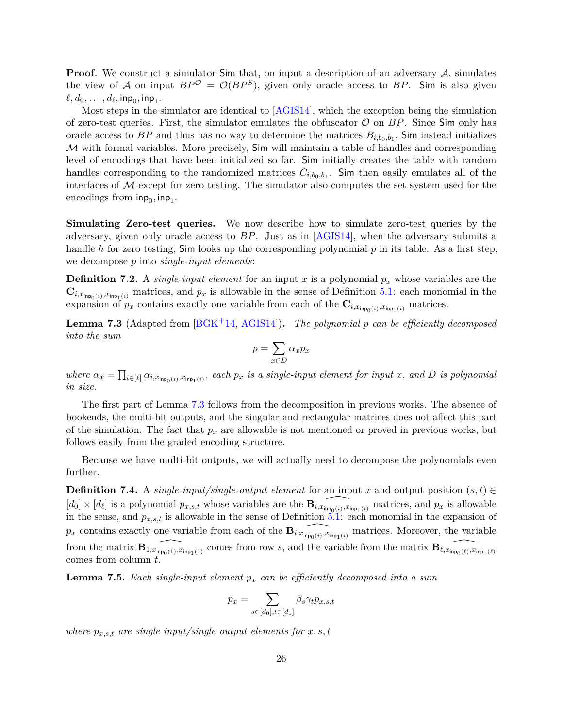**Proof**. We construct a simulator $\mathsf{Sim}$ that, on input a description of an adversary $\mathcal{A}$, simulates the view of $\mathcal{A}$ on input $BP^{\mathcal{O}} = \mathcal{O}(BP^S)$, given only oracle access to $BP$. $\mathsf{Sim}$ is also given $\ell, d_0, \ldots, d_\ell, \mathsf{inp}_0, \mathsf{inp}_1$.

Most steps in the simulator are identical to [AGIS14], which the exception being the simulation of zero-test queries. First, the simulator emulates the obfuscator $\mathcal{O}$ on $BP$. Since $\mathsf{Sim}$ only has oracle access to $BP$ and thus has no way to determine the matrices $B_{i,b_0,b_1}$, $\mathsf{Sim}$ instead initializes $\mathcal{M}$ with formal variables. More precisely, $\mathsf{Sim}$ will maintain a table of handles and corresponding level of encodings that have been initialized so far. $\mathsf{Sim}$ initially creates the table with random handles corresponding to the randomized matrices $C_{i,b_0,b_1}$. $\mathsf{Sim}$ then easily emulates all of the interfaces of $\mathcal{M}$ except for zero testing. The simulator also computes the set system used for the encodings from $\mathsf{inp}_0, \mathsf{inp}_1$.

**Simulating Zero-test queries.** We now describe how to simulate zero-test queries by the adversary, given only oracle access to $BP$. Just as in [AGIS14], when the adversary submits a handle $h$ for zero testing, $\mathsf{Sim}$ looks up the corresponding polynomial $p$ in its table. As a first step, we decompose $p$ into *single-input elements*:

**Definition 7.2.** A *single-input element* for an input $x$ is a polynomial $p_x$ whose variables are the $\mathbf{C}_{i,x_{\mathsf{inp}_0(i)},x_{\mathsf{inp}_1(i)}}$ matrices, and $p_x$ is allowable in the sense of Definition 5.1: each monomial in the expansion of $p_x$ contains exactly one variable from each of the $\mathbf{C}_{i,x_{\mathsf{inp}_0(i)},x_{\mathsf{inp}_1(i)}}$ matrices.

**Lemma 7.3** (Adapted from [BGK[+]14, AGIS14])**.** *The polynomial $p$ can be efficiently decomposed into the sum*

$$p = \sum_{x \in D} \alpha_x p_x$$

*where $\alpha_x = \prod_{i\in[\ell]} \alpha_{i,x_{\mathsf{inp}_0(i)},x_{\mathsf{inp}_1(i)}}$, each $p_x$ is a single-input element for input $x$, and $D$ is polynomial in size.*

The first part of Lemma 7.3 follows from the decomposition in previous works. The absence of bookends, the multi-bit outputs, and the singular and rectangular matrices does not affect this part of the simulation. The fact that $p_x$ are allowable is not mentioned or proved in previous works, but follows easily from the graded encoding structure.

Because we have multi-bit outputs, we will actually need to decompose the polynomials even further.

**Definition 7.4.** A *single-input/single-output element* for an input $x$ and output position $(s,t) \in [d_0] \times [d_\ell]$ is a polynomial $p_{x,s,t}$ whose variables are the $\mathbf{B}_{i,\widehat{x_{\mathsf{inp}_0(i)},x_{\mathsf{inp}_1(i)}}}$ matrices, and $p_x$ is allowable in the sense, and $p_{x,s,t}$ is allowable in the sense of Definition 5.1: each monomial in the expansion of $p_x$ contains exactly one variable from each of the $\mathbf{B}_{i,\widehat{x_{\mathsf{inp}_0(i)},x_{\mathsf{inp}_1(i)}}}$ matrices. Moreover, the variable from the matrix $\mathbf{B}_{1,\widehat{x_{\mathsf{inp}_0(1)},x_{\mathsf{inp}_1(1)}}}$ comes from row $s$, and the variable from the matrix $\mathbf{B}_{\ell,\widehat{x_{\mathsf{inp}_0(\ell)},x_{\mathsf{inp}_1(\ell)}}}$ comes from column $t$.

**Lemma 7.5.** *Each single-input element $p_x$ can be efficiently decomposed into a sum*

$$p_x = \sum_{s\in[d_0],t\in[d_1]} \beta_s \gamma_t p_{x,s,t}$$

*where $p_{x,s,t}$ are single input/single output elements for $x, s, t$*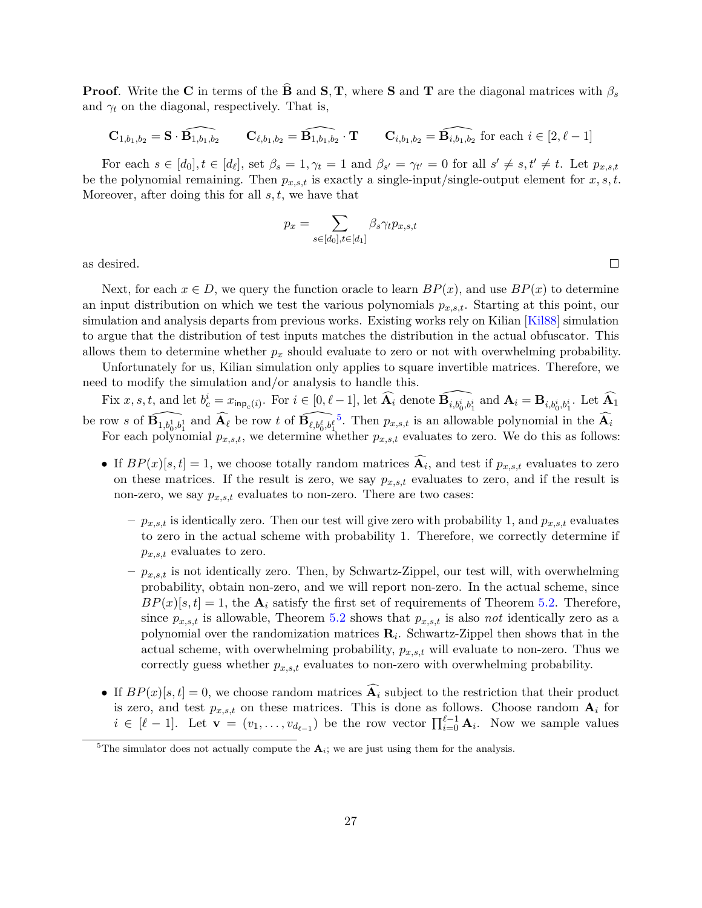**Proof**. Write the $\mathbf{C}$ in terms of the $\widehat{\mathbf{B}}$ and $\mathbf{S}, \mathbf{T}$, where $\mathbf{S}$ and $\mathbf{T}$ are the diagonal matrices with $\beta_s$ and $\gamma_t$ on the diagonal, respectively. That is,

$$\mathbf{C}_{1,b_1,b_2} = \mathbf{S} \cdot \widehat{\mathbf{B}_{1,b_1,b_2}} \qquad \mathbf{C}_{\ell,b_1,b_2} = \widehat{\mathbf{B}_{1,b_1,b_2}} \cdot \mathbf{T} \qquad \mathbf{C}_{i,b_1,b_2} = \widehat{\mathbf{B}_{i,b_1,b_2}} \text{ for each } i \in [2, \ell-1]$$

For each $s \in [d_0], t \in [d_\ell]$, set $\beta_s = 1, \gamma_t = 1$ and $\beta_{s'} = \gamma_{t'} = 0$ for all $s' \neq s, t' \neq t$. Let $p_{x,s,t}$ be the polynomial remaining. Then $p_{x,s,t}$ is exactly a single-input/single-output element for $x, s, t$. Moreover, after doing this for all $s, t$, we have that

$$p_x = \sum_{s \in [d_0], t \in [d_1]} \beta_s \gamma_t p_{x,s,t}$$

as desired. $\square$

Next, for each $x \in D$, we query the function oracle to learn $BP(x)$, and use $BP(x)$ to determine an input distribution on which we test the various polynomials $p_{x,s,t}$. Starting at this point, our simulation and analysis departs from previous works. Existing works rely on Kilian [Kil88] simulation to argue that the distribution of test inputs matches the distribution in the actual obfuscator. This allows them to determine whether $p_x$ should evaluate to zero or not with overwhelming probability.

Unfortunately for us, Kilian simulation only applies to square invertible matrices. Therefore, we need to modify the simulation and/or analysis to handle this.

Fix $x, s, t$, and let $b_c^i = x_{\mathsf{inp}_c(i)}$. For $i \in [0, \ell-1]$, let $\widehat{\mathbf{A}_i}$ denote $\widehat{\mathbf{B}_{i,b_0^i,b_1^i}}$ and $\mathbf{A}_i = \mathbf{B}_{i,b_0^i,b_1^i}$. Let $\widehat{\mathbf{A}_1}$ be row $s$ of $\widehat{\mathbf{B}_{1,b_0^1,b_1^1}}$ and $\widehat{\mathbf{A}_\ell}$ be row $t$ of $\widehat{\mathbf{B}_{\ell,b_0^\ell,b_1^\ell}}$[5]. Then $p_{x,s,t}$ is an allowable polynomial in the $\widehat{\mathbf{A}_i}$

For each polynomial $p_{x,s,t}$, we determine whether $p_{x,s,t}$ evaluates to zero. We do this as follows:

- If $BP(x)[s,t] = 1$, we choose totally random matrices $\widehat{\mathbf{A}_i}$, and test if $p_{x,s,t}$ evaluates to zero on these matrices. If the result is zero, we say $p_{x,s,t}$ evaluates to zero, and if the result is non-zero, we say $p_{x,s,t}$ evaluates to non-zero. There are two cases:
  - $p_{x,s,t}$ is identically zero. Then our test will give zero with probability 1, and $p_{x,s,t}$ evaluates to zero in the actual scheme with probability 1. Therefore, we correctly determine if $p_{x,s,t}$ evaluates to zero.
  - $p_{x,s,t}$ is not identically zero. Then, by Schwartz-Zippel, our test will, with overwhelming probability, obtain non-zero, and we will report non-zero. In the actual scheme, since $BP(x)[s,t] = 1$, the $\mathbf{A}_i$ satisfy the first set of requirements of Theorem 5.2. Therefore, since $p_{x,s,t}$ is allowable, Theorem 5.2 shows that $p_{x,s,t}$ is also *not* identically zero as a polynomial over the randomization matrices $\mathbf{R}_i$. Schwartz-Zippel then shows that in the actual scheme, with overwhelming probability, $p_{x,s,t}$ will evaluate to non-zero. Thus we correctly guess whether $p_{x,s,t}$ evaluates to non-zero with overwhelming probability.
- If $BP(x)[s,t] = 0$, we choose random matrices $\widehat{\mathbf{A}_i}$ subject to the restriction that their product is zero, and test $p_{x,s,t}$ on these matrices. This is done as follows. Choose random $\mathbf{A}_i$ for $i \in [\ell-1]$. Let $\mathbf{v} = (v_1, \dots, v_{d_{\ell-1}})$ be the row vector $\prod_{i=0}^{\ell-1} \mathbf{A}_i$. Now we sample values

[5] The simulator does not actually compute the $\mathbf{A}_i$; we are just using them for the analysis.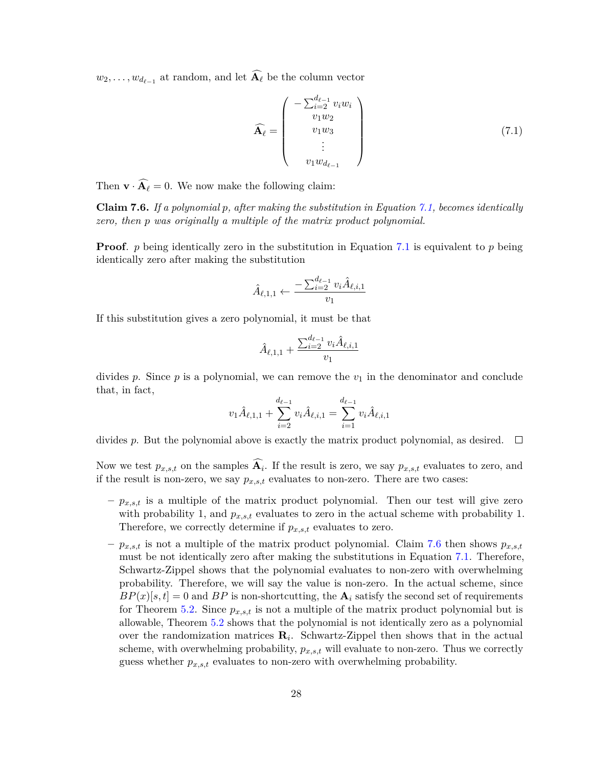$w_2, \ldots, w_{d_{\ell-1}}$ at random, and let $\widehat{\mathbf{A}_\ell}$ be the column vector

$$\widehat{\mathbf{A}_\ell} = \begin{pmatrix} -\sum_{i=2}^{d_{\ell-1}} v_i w_i \\ v_1 w_2 \\ v_1 w_3 \\ \vdots \\ v_1 w_{d_{\ell-1}} \end{pmatrix} \tag{7.1}$$

Then $\mathbf{v} \cdot \widehat{\mathbf{A}_\ell} = 0$. We now make the following claim:

**Claim 7.6.** *If a polynomial $p$, after making the substitution in Equation 7.1, becomes identically zero, then $p$ was originally a multiple of the matrix product polynomial.*

**Proof**. $p$ being identically zero in the substitution in Equation 7.1 is equivalent to $p$ being identically zero after making the substitution

$$\hat{A}_{\ell,1,1} \leftarrow \frac{-\sum_{i=2}^{d_{\ell-1}} v_i \hat{A}_{\ell,i,1}}{v_1}$$

If this substitution gives a zero polynomial, it must be that

$$\hat{A}_{\ell,1,1} + \frac{\sum_{i=2}^{d_{\ell-1}} v_i \hat{A}_{\ell,i,1}}{v_1}$$

divides $p$. Since $p$ is a polynomial, we can remove the $v_1$ in the denominator and conclude that, in fact,

$$v_1 \hat{A}_{\ell,1,1} + \sum_{i=2}^{d_{\ell-1}} v_i \hat{A}_{\ell,i,1} = \sum_{i=1}^{d_{\ell-1}} v_i \hat{A}_{\ell,i,1}$$

divides $p$. But the polynomial above is exactly the matrix product polynomial, as desired. □

Now we test $p_{x,s,t}$ on the samples $\widehat{\mathbf{A}_i}$. If the result is zero, we say $p_{x,s,t}$ evaluates to zero, and if the result is non-zero, we say $p_{x,s,t}$ evaluates to non-zero. There are two cases:

- $p_{x,s,t}$ is a multiple of the matrix product polynomial. Then our test will give zero with probability 1, and $p_{x,s,t}$ evaluates to zero in the actual scheme with probability 1. Therefore, we correctly determine if $p_{x,s,t}$ evaluates to zero.
- $p_{x,s,t}$ is not a multiple of the matrix product polynomial. Claim 7.6 then shows $p_{x,s,t}$ must be not identically zero after making the substitutions in Equation 7.1. Therefore, Schwartz-Zippel shows that the polynomial evaluates to non-zero with overwhelming probability. Therefore, we will say the value is non-zero. In the actual scheme, since $BP(x)[s,t] = 0$ and $BP$ is non-shortcutting, the $\mathbf{A}_i$ satisfy the second set of requirements for Theorem 5.2. Since $p_{x,s,t}$ is not a multiple of the matrix product polynomial but is allowable, Theorem 5.2 shows that the polynomial is not identically zero as a polynomial over the randomization matrices $\mathbf{R}_i$. Schwartz-Zippel then shows that in the actual scheme, with overwhelming probability, $p_{x,s,t}$ will evaluate to non-zero. Thus we correctly guess whether $p_{x,s,t}$ evaluates to non-zero with overwhelming probability.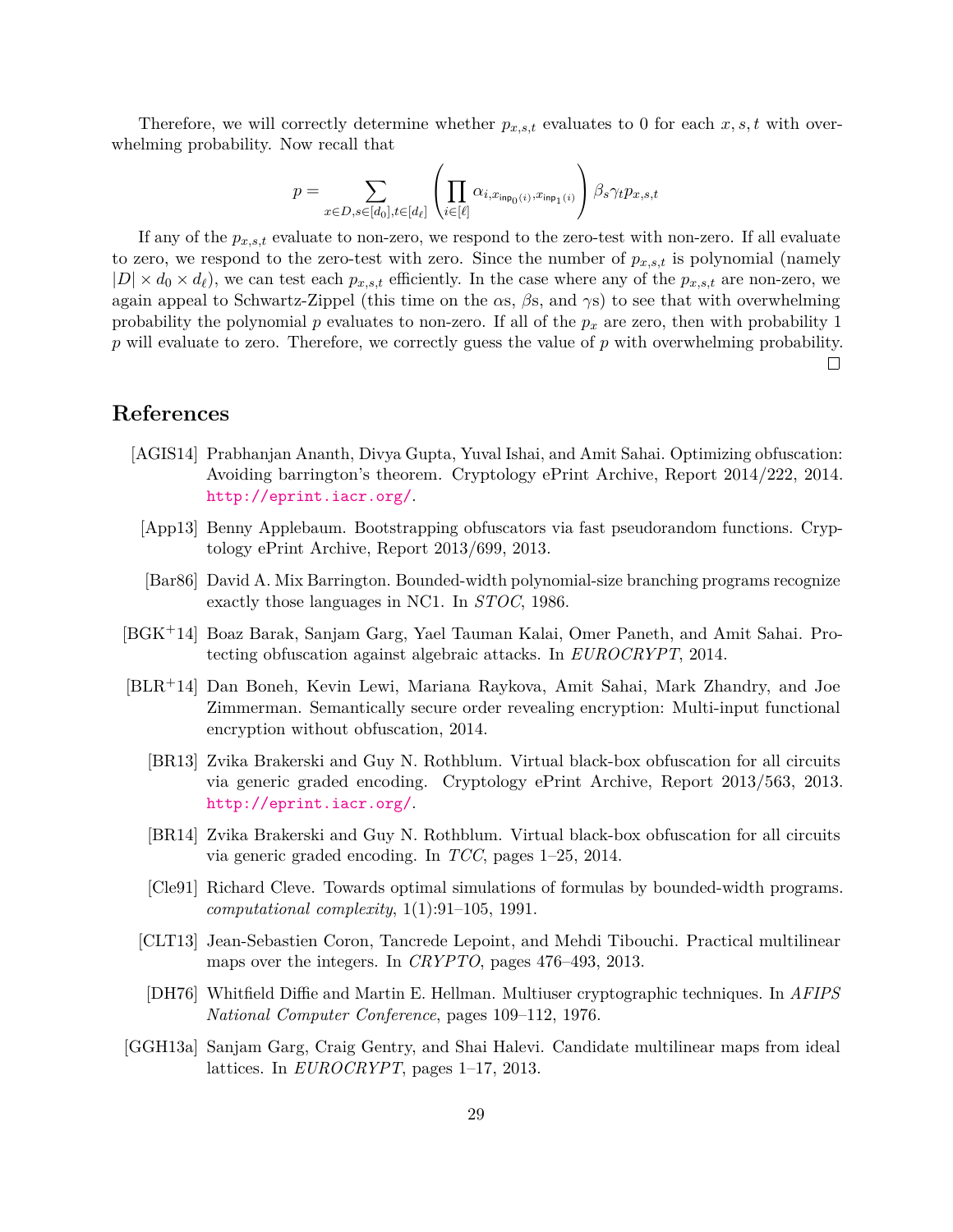Therefore, we will correctly determine whether $p_{x,s,t}$ evaluates to 0 for each $x, s, t$ with overwhelming probability. Now recall that

$$p = \sum_{x \in D, s \in [d_0], t \in [d_\ell]} \left( \prod_{i \in [\ell]} \alpha_{i, x_{\mathsf{inp}_0(i)}, x_{\mathsf{inp}_1(i)}} \right) \beta_s \gamma_t p_{x,s,t}$$

If any of the $p_{x,s,t}$ evaluate to non-zero, we respond to the zero-test with non-zero. If all evaluate to zero, we respond to the zero-test with zero. Since the number of $p_{x,s,t}$ is polynomial (namely $|D| \times d_0 \times d_\ell$), we can test each $p_{x,s,t}$ efficiently. In the case where any of the $p_{x,s,t}$ are non-zero, we again appeal to Schwartz-Zippel (this time on the $\alpha$s, $\beta$s, and $\gamma$s) to see that with overwhelming probability the polynomial $p$ evaluates to non-zero. If all of the $p_x$ are zero, then with probability 1 $p$ will evaluate to zero. Therefore, we correctly guess the value of $p$ with overwhelming probability.

□

# References

[AGIS14] Prabhanjan Ananth, Divya Gupta, Yuval Ishai, and Amit Sahai. Optimizing obfuscation: Avoiding barrington's theorem. Cryptology ePrint Archive, Report 2014/222, 2014. http://eprint.iacr.org/.

[App13] Benny Applebaum. Bootstrapping obfuscators via fast pseudorandom functions. Cryptology ePrint Archive, Report 2013/699, 2013.

[Bar86] David A. Mix Barrington. Bounded-width polynomial-size branching programs recognize exactly those languages in NC1. In *STOC*, 1986.

[BGK+14] Boaz Barak, Sanjam Garg, Yael Tauman Kalai, Omer Paneth, and Amit Sahai. Protecting obfuscation against algebraic attacks. In *EUROCRYPT*, 2014.

[BLR+14] Dan Boneh, Kevin Lewi, Mariana Raykova, Amit Sahai, Mark Zhandry, and Joe Zimmerman. Semantically secure order revealing encryption: Multi-input functional encryption without obfuscation, 2014.

[BR13] Zvika Brakerski and Guy N. Rothblum. Virtual black-box obfuscation for all circuits via generic graded encoding. Cryptology ePrint Archive, Report 2013/563, 2013. http://eprint.iacr.org/.

[BR14] Zvika Brakerski and Guy N. Rothblum. Virtual black-box obfuscation for all circuits via generic graded encoding. In *TCC*, pages 1–25, 2014.

[Cle91] Richard Cleve. Towards optimal simulations of formulas by bounded-width programs. *computational complexity*, 1(1):91–105, 1991.

[CLT13] Jean-Sebastien Coron, Tancrede Lepoint, and Mehdi Tibouchi. Practical multilinear maps over the integers. In *CRYPTO*, pages 476–493, 2013.

[DH76] Whitfield Diffie and Martin E. Hellman. Multiuser cryptographic techniques. In *AFIPS National Computer Conference*, pages 109–112, 1976.

[GGH13a] Sanjam Garg, Craig Gentry, and Shai Halevi. Candidate multilinear maps from ideal lattices. In *EUROCRYPT*, pages 1–17, 2013.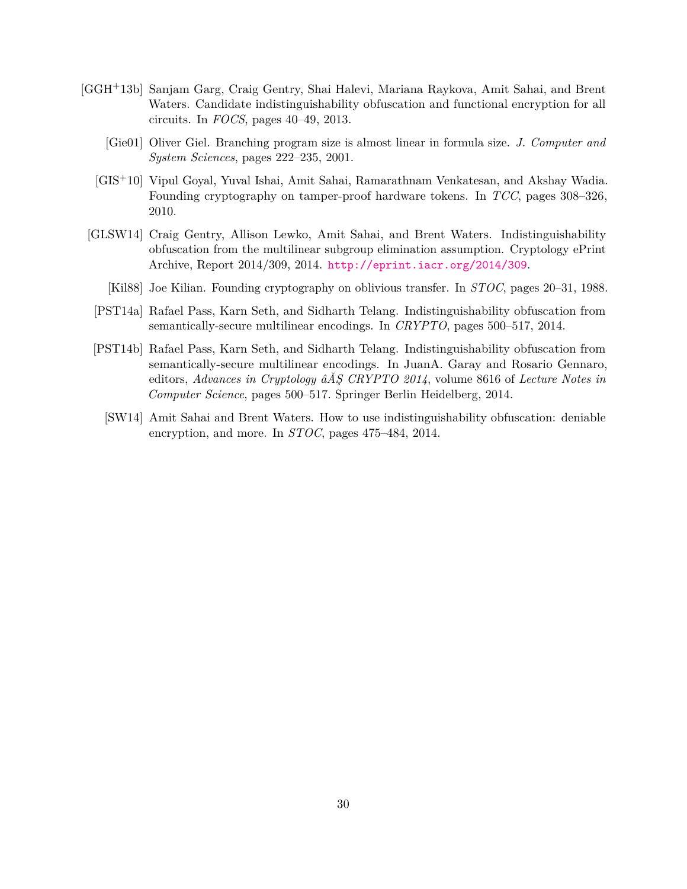[GGH+13b] Sanjam Garg, Craig Gentry, Shai Halevi, Mariana Raykova, Amit Sahai, and Brent Waters. Candidate indistinguishability obfuscation and functional encryption for all circuits. In *FOCS*, pages 40–49, 2013.

[Gie01] Oliver Giel. Branching program size is almost linear in formula size. *J. Computer and System Sciences*, pages 222–235, 2001.

[GIS+10] Vipul Goyal, Yuval Ishai, Amit Sahai, Ramarathnam Venkatesan, and Akshay Wadia. Founding cryptography on tamper-proof hardware tokens. In *TCC*, pages 308–326, 2010.

[GLSW14] Craig Gentry, Allison Lewko, Amit Sahai, and Brent Waters. Indistinguishability obfuscation from the multilinear subgroup elimination assumption. Cryptology ePrint Archive, Report 2014/309, 2014. http://eprint.iacr.org/2014/309.

[Kil88] Joe Kilian. Founding cryptography on oblivious transfer. In *STOC*, pages 20–31, 1988.

[PST14a] Rafael Pass, Karn Seth, and Sidharth Telang. Indistinguishability obfuscation from semantically-secure multilinear encodings. In *CRYPTO*, pages 500–517, 2014.

[PST14b] Rafael Pass, Karn Seth, and Sidharth Telang. Indistinguishability obfuscation from semantically-secure multilinear encodings. In JuanA. Garay and Rosario Gennaro, editors, *Advances in Cryptology âĂŞ CRYPTO 2014*, volume 8616 of *Lecture Notes in Computer Science*, pages 500–517. Springer Berlin Heidelberg, 2014.

[SW14] Amit Sahai and Brent Waters. How to use indistinguishability obfuscation: deniable encryption, and more. In *STOC*, pages 475–484, 2014.